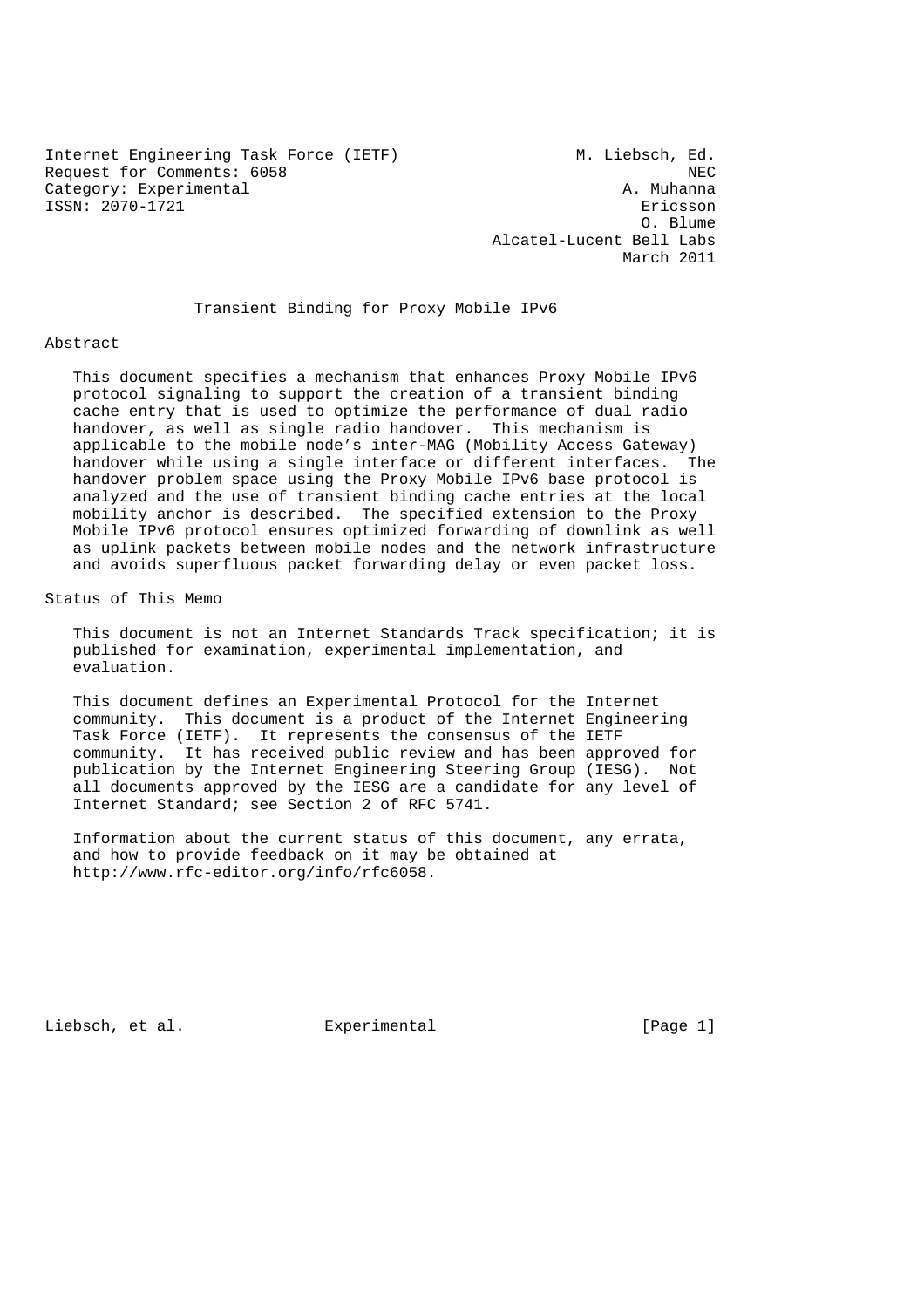Internet Engineering Task Force (IETF) M. Liebsch, Ed.
Request for Comments: 6058 NEC
Category: Experimental A. Muhanna
ISSN: 2070-1721 Ericsson
O. Blume
Alcatel-Lucent Bell Labs
March 2011

# Transient Binding for Proxy Mobile IPv6

## Abstract

This document specifies a mechanism that enhances Proxy Mobile IPv6 protocol signaling to support the creation of a transient binding cache entry that is used to optimize the performance of dual radio handover, as well as single radio handover. This mechanism is applicable to the mobile node's inter-MAG (Mobility Access Gateway) handover while using a single interface or different interfaces. The handover problem space using the Proxy Mobile IPv6 base protocol is analyzed and the use of transient binding cache entries at the local mobility anchor is described. The specified extension to the Proxy Mobile IPv6 protocol ensures optimized forwarding of downlink as well as uplink packets between mobile nodes and the network infrastructure and avoids superfluous packet forwarding delay or even packet loss.

## Status of This Memo

This document is not an Internet Standards Track specification; it is published for examination, experimental implementation, and evaluation.

This document defines an Experimental Protocol for the Internet community. This document is a product of the Internet Engineering Task Force (IETF). It represents the consensus of the IETF community. It has received public review and has been approved for publication by the Internet Engineering Steering Group (IESG). Not all documents approved by the IESG are a candidate for any level of Internet Standard; see Section 2 of RFC 5741.

Information about the current status of this document, any errata, and how to provide feedback on it may be obtained at http://www.rfc-editor.org/info/rfc6058.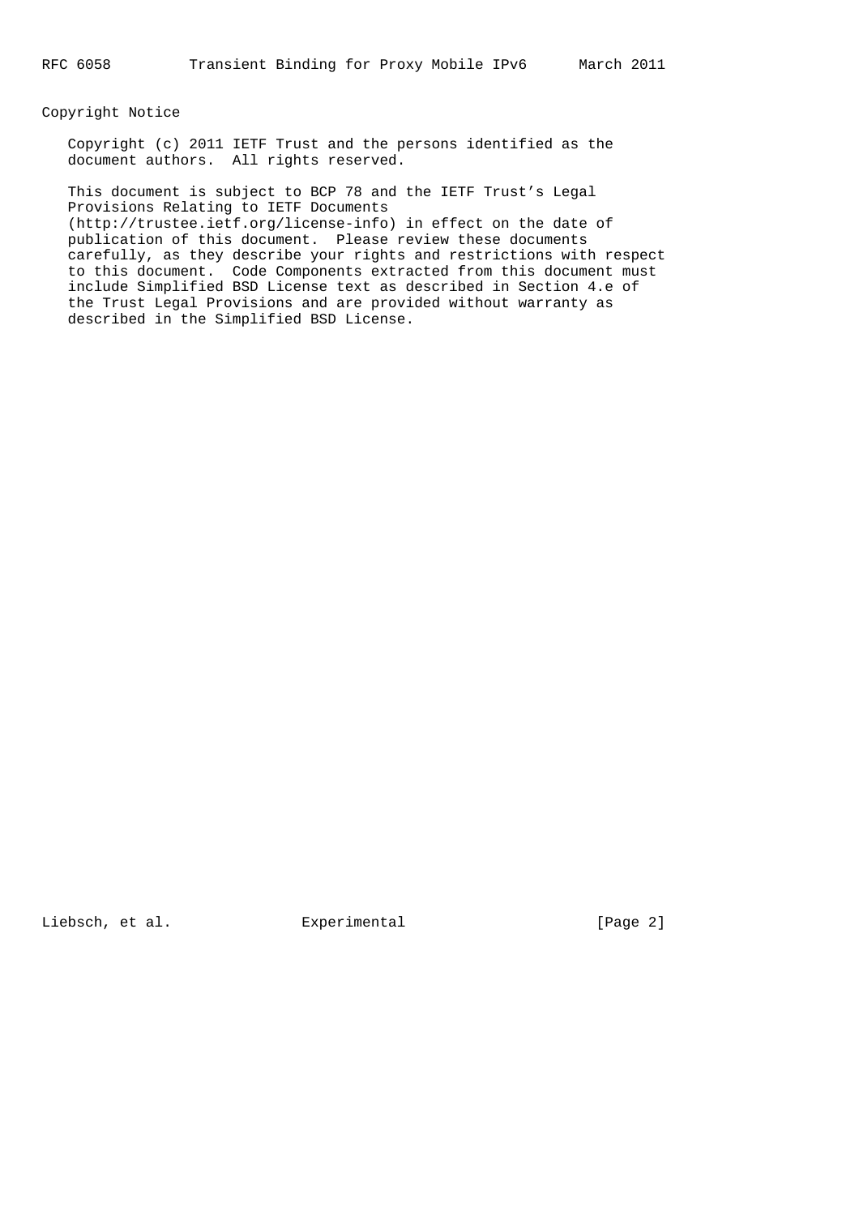## Copyright Notice

Copyright (c) 2011 IETF Trust and the persons identified as the document authors. All rights reserved.

This document is subject to BCP 78 and the IETF Trust's Legal Provisions Relating to IETF Documents (http://trustee.ietf.org/license-info) in effect on the date of publication of this document. Please review these documents carefully, as they describe your rights and restrictions with respect to this document. Code Components extracted from this document must include Simplified BSD License text as described in Section 4.e of the Trust Legal Provisions and are provided without warranty as described in the Simplified BSD License.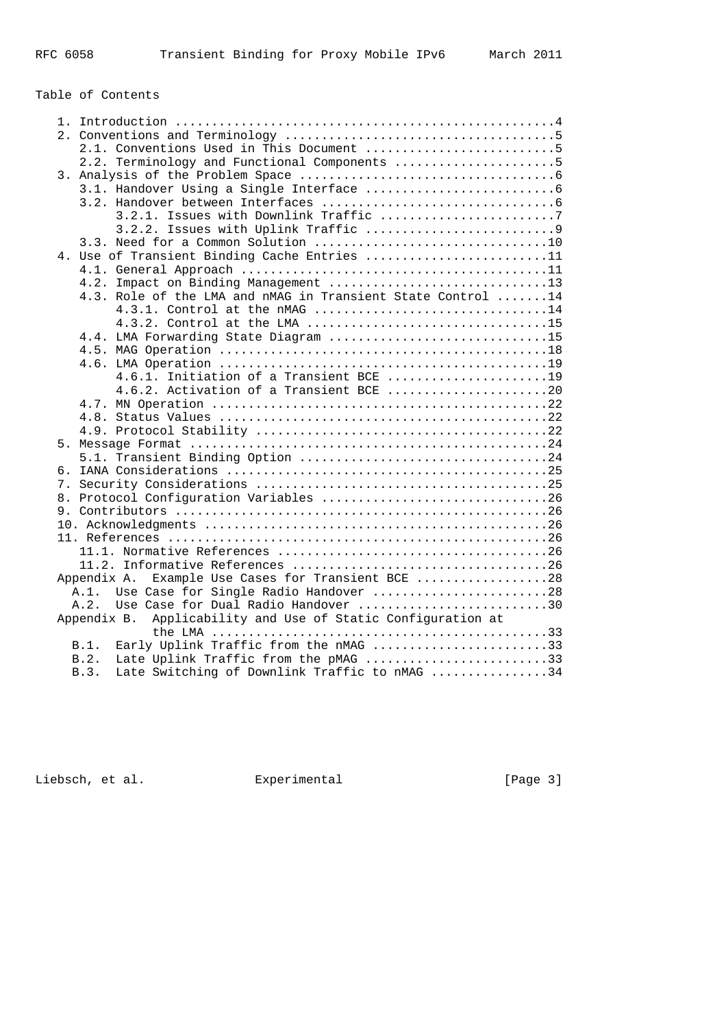Table of Contents

```
   1. Introduction ....................................................4
   2. Conventions and Terminology .....................................5
      2.1. Conventions Used in This Document ..........................5
      2.2. Terminology and Functional Components ......................5
   3. Analysis of the Problem Space ...................................6
      3.1. Handover Using a Single Interface ..........................6
      3.2. Handover between Interfaces ................................6
           3.2.1. Issues with Downlink Traffic ........................7
           3.2.2. Issues with Uplink Traffic ..........................9
      3.3. Need for a Common Solution ................................10
   4. Use of Transient Binding Cache Entries .........................11
      4.1. General Approach ..........................................11
      4.2. Impact on Binding Management ..............................13
      4.3. Role of the LMA and nMAG in Transient State Control .......14
           4.3.1. Control at the nMAG ................................14
           4.3.2. Control at the LMA .................................15
      4.4. LMA Forwarding State Diagram ..............................15
      4.5. MAG Operation .............................................18
      4.6. LMA Operation .............................................19
           4.6.1. Initiation of a Transient BCE ......................19
           4.6.2. Activation of a Transient BCE ......................20
      4.7. MN Operation ..............................................22
      4.8. Status Values .............................................22
      4.9. Protocol Stability ........................................22
   5. Message Format .................................................24
      5.1. Transient Binding Option ..................................24
   6. IANA Considerations ............................................25
   7. Security Considerations ........................................25
   8. Protocol Configuration Variables ...............................26
   9. Contributors ...................................................26
   10. Acknowledgments ...............................................26
   11. References ....................................................26
      11.1. Normative References .....................................26
      11.2. Informative References ...................................26
   Appendix A.  Example Use Cases for Transient BCE ..................28
     A.1.  Use Case for Single Radio Handover ........................28
     A.2.  Use Case for Dual Radio Handover ..........................30
   Appendix B.  Applicability and Use of Static Configuration at
                the LMA ..............................................33
     B.1.  Early Uplink Traffic from the nMAG ........................33
     B.2.  Late Uplink Traffic from the pMAG .........................33
     B.3.  Late Switching of Downlink Traffic to nMAG ................34
```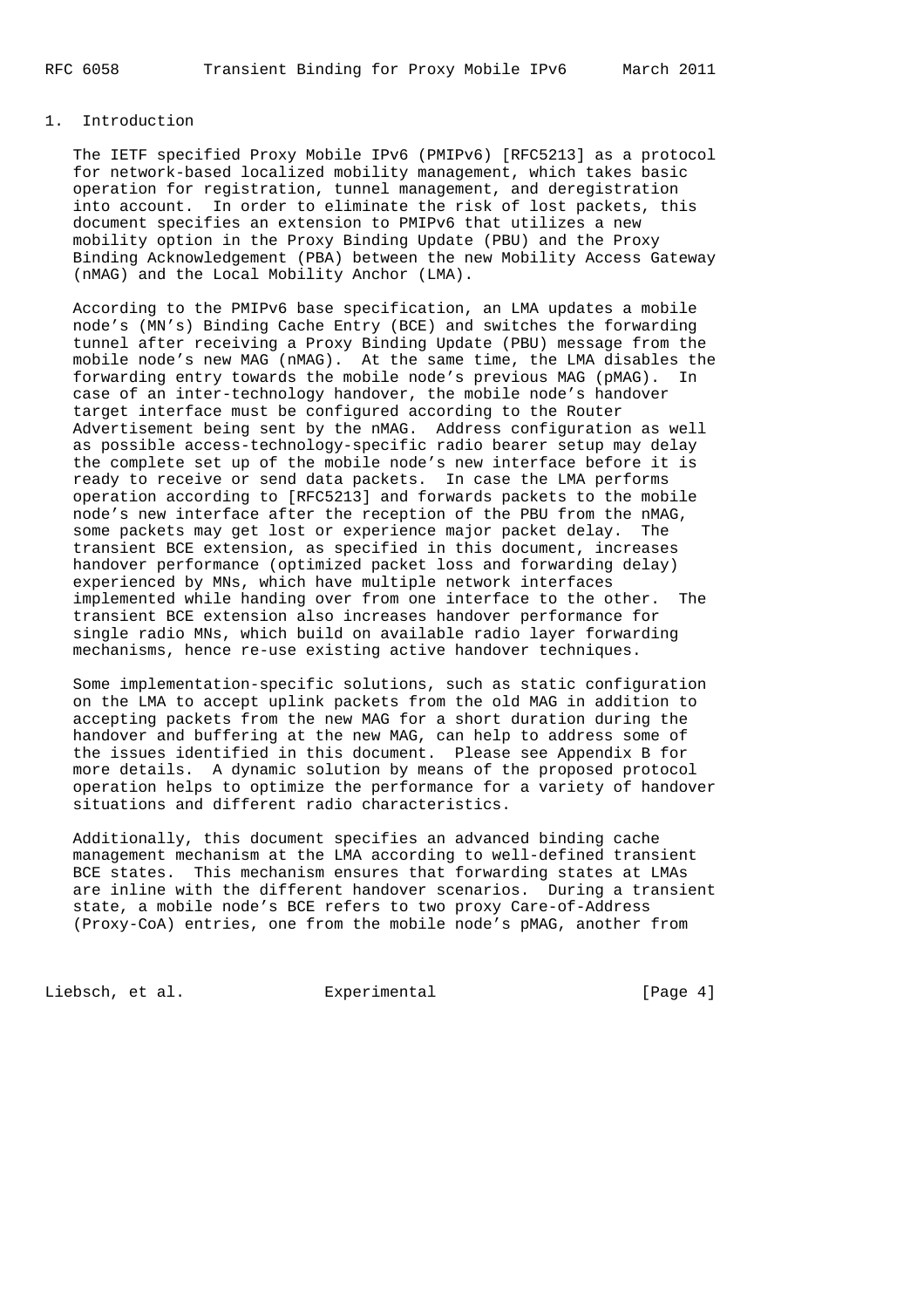# 1. Introduction

The IETF specified Proxy Mobile IPv6 (PMIPv6) [RFC5213] as a protocol for network-based localized mobility management, which takes basic operation for registration, tunnel management, and deregistration into account. In order to eliminate the risk of lost packets, this document specifies an extension to PMIPv6 that utilizes a new mobility option in the Proxy Binding Update (PBU) and the Proxy Binding Acknowledgement (PBA) between the new Mobility Access Gateway (nMAG) and the Local Mobility Anchor (LMA).

According to the PMIPv6 base specification, an LMA updates a mobile node's (MN's) Binding Cache Entry (BCE) and switches the forwarding tunnel after receiving a Proxy Binding Update (PBU) message from the mobile node's new MAG (nMAG). At the same time, the LMA disables the forwarding entry towards the mobile node's previous MAG (pMAG). In case of an inter-technology handover, the mobile node's handover target interface must be configured according to the Router Advertisement being sent by the nMAG. Address configuration as well as possible access-technology-specific radio bearer setup may delay the complete set up of the mobile node's new interface before it is ready to receive or send data packets. In case the LMA performs operation according to [RFC5213] and forwards packets to the mobile node's new interface after the reception of the PBU from the nMAG, some packets may get lost or experience major packet delay. The transient BCE extension, as specified in this document, increases handover performance (optimized packet loss and forwarding delay) experienced by MNs, which have multiple network interfaces implemented while handing over from one interface to the other. The transient BCE extension also increases handover performance for single radio MNs, which build on available radio layer forwarding mechanisms, hence re-use existing active handover techniques.

Some implementation-specific solutions, such as static configuration on the LMA to accept uplink packets from the old MAG in addition to accepting packets from the new MAG for a short duration during the handover and buffering at the new MAG, can help to address some of the issues identified in this document. Please see Appendix B for more details. A dynamic solution by means of the proposed protocol operation helps to optimize the performance for a variety of handover situations and different radio characteristics.

Additionally, this document specifies an advanced binding cache management mechanism at the LMA according to well-defined transient BCE states. This mechanism ensures that forwarding states at LMAs are inline with the different handover scenarios. During a transient state, a mobile node's BCE refers to two proxy Care-of-Address (Proxy-CoA) entries, one from the mobile node's pMAG, another from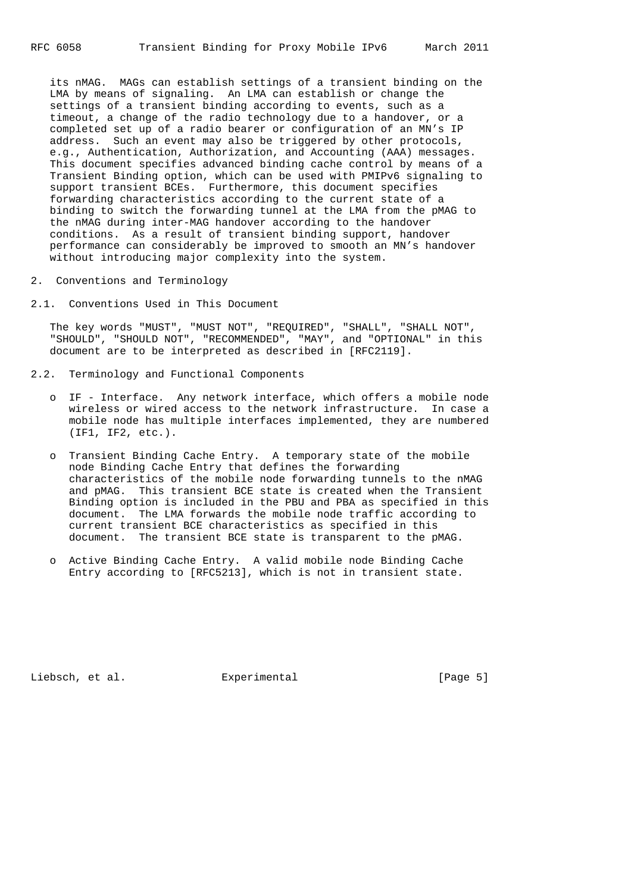its nMAG. MAGs can establish settings of a transient binding on the LMA by means of signaling. An LMA can establish or change the settings of a transient binding according to events, such as a timeout, a change of the radio technology due to a handover, or a completed set up of a radio bearer or configuration of an MN's IP address. Such an event may also be triggered by other protocols, e.g., Authentication, Authorization, and Accounting (AAA) messages. This document specifies advanced binding cache control by means of a Transient Binding option, which can be used with PMIPv6 signaling to support transient BCEs. Furthermore, this document specifies forwarding characteristics according to the current state of a binding to switch the forwarding tunnel at the LMA from the pMAG to the nMAG during inter-MAG handover according to the handover conditions. As a result of transient binding support, handover performance can considerably be improved to smooth an MN's handover without introducing major complexity into the system.

## 2. Conventions and Terminology

### 2.1. Conventions Used in This Document

The key words "MUST", "MUST NOT", "REQUIRED", "SHALL", "SHALL NOT", "SHOULD", "SHOULD NOT", "RECOMMENDED", "MAY", and "OPTIONAL" in this document are to be interpreted as described in [RFC2119].

### 2.2. Terminology and Functional Components

- IF - Interface. Any network interface, which offers a mobile node wireless or wired access to the network infrastructure. In case a mobile node has multiple interfaces implemented, they are numbered (IF1, IF2, etc.).

- Transient Binding Cache Entry. A temporary state of the mobile node Binding Cache Entry that defines the forwarding characteristics of the mobile node forwarding tunnels to the nMAG and pMAG. This transient BCE state is created when the Transient Binding option is included in the PBU and PBA as specified in this document. The LMA forwards the mobile node traffic according to current transient BCE characteristics as specified in this document. The transient BCE state is transparent to the pMAG.

- Active Binding Cache Entry. A valid mobile node Binding Cache Entry according to [RFC5213], which is not in transient state.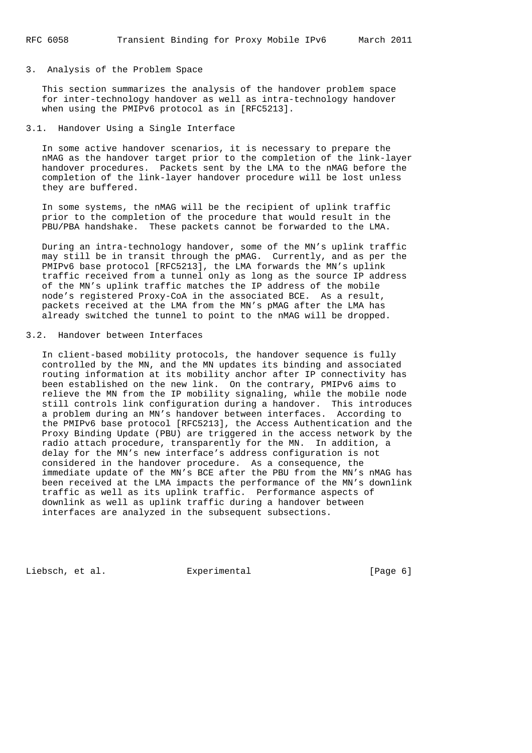## 3. Analysis of the Problem Space

This section summarizes the analysis of the handover problem space for inter-technology handover as well as intra-technology handover when using the PMIPv6 protocol as in [RFC5213].

### 3.1. Handover Using a Single Interface

In some active handover scenarios, it is necessary to prepare the nMAG as the handover target prior to the completion of the link-layer handover procedures. Packets sent by the LMA to the nMAG before the completion of the link-layer handover procedure will be lost unless they are buffered.

In some systems, the nMAG will be the recipient of uplink traffic prior to the completion of the procedure that would result in the PBU/PBA handshake. These packets cannot be forwarded to the LMA.

During an intra-technology handover, some of the MN's uplink traffic may still be in transit through the pMAG. Currently, and as per the PMIPv6 base protocol [RFC5213], the LMA forwards the MN's uplink traffic received from a tunnel only as long as the source IP address of the MN's uplink traffic matches the IP address of the mobile node's registered Proxy-CoA in the associated BCE. As a result, packets received at the LMA from the MN's pMAG after the LMA has already switched the tunnel to point to the nMAG will be dropped.

### 3.2. Handover between Interfaces

In client-based mobility protocols, the handover sequence is fully controlled by the MN, and the MN updates its binding and associated routing information at its mobility anchor after IP connectivity has been established on the new link. On the contrary, PMIPv6 aims to relieve the MN from the IP mobility signaling, while the mobile node still controls link configuration during a handover. This introduces a problem during an MN's handover between interfaces. According to the PMIPv6 base protocol [RFC5213], the Access Authentication and the Proxy Binding Update (PBU) are triggered in the access network by the radio attach procedure, transparently for the MN. In addition, a delay for the MN's new interface's address configuration is not considered in the handover procedure. As a consequence, the immediate update of the MN's BCE after the PBU from the MN's nMAG has been received at the LMA impacts the performance of the MN's downlink traffic as well as its uplink traffic. Performance aspects of downlink as well as uplink traffic during a handover between interfaces are analyzed in the subsequent subsections.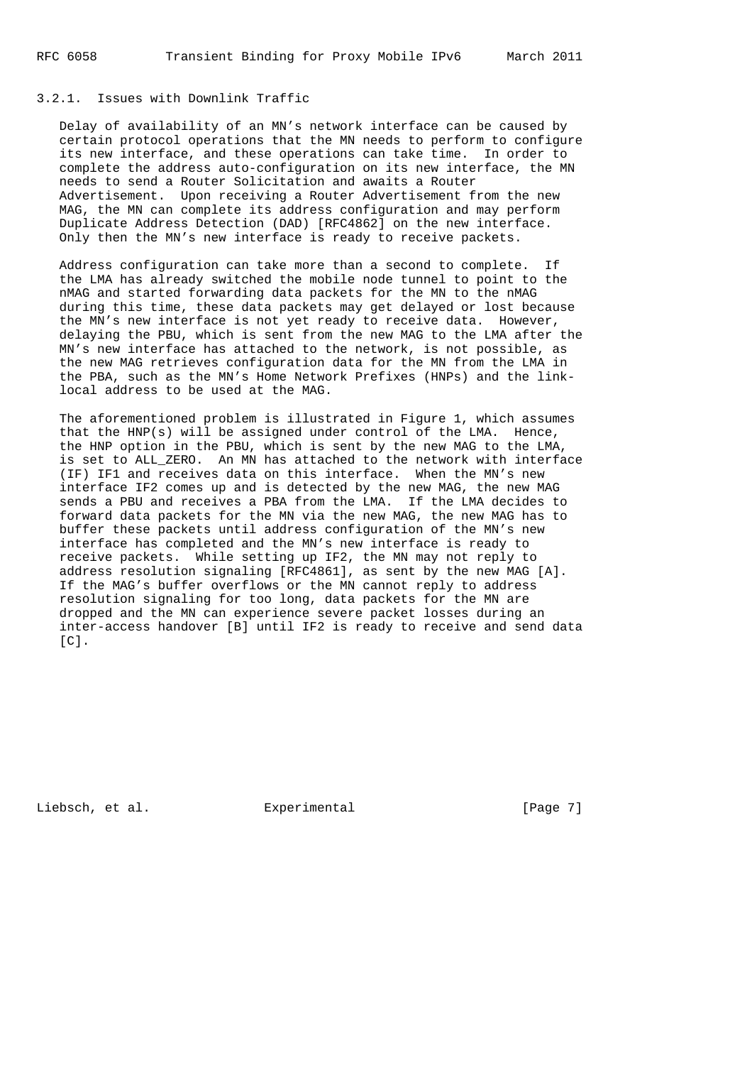### 3.2.1. Issues with Downlink Traffic

Delay of availability of an MN's network interface can be caused by certain protocol operations that the MN needs to perform to configure its new interface, and these operations can take time. In order to complete the address auto-configuration on its new interface, the MN needs to send a Router Solicitation and awaits a Router Advertisement. Upon receiving a Router Advertisement from the new MAG, the MN can complete its address configuration and may perform Duplicate Address Detection (DAD) [RFC4862] on the new interface. Only then the MN's new interface is ready to receive packets.

Address configuration can take more than a second to complete. If the LMA has already switched the mobile node tunnel to point to the nMAG and started forwarding data packets for the MN to the nMAG during this time, these data packets may get delayed or lost because the MN's new interface is not yet ready to receive data. However, delaying the PBU, which is sent from the new MAG to the LMA after the MN's new interface has attached to the network, is not possible, as the new MAG retrieves configuration data for the MN from the LMA in the PBA, such as the MN's Home Network Prefixes (HNPs) and the link-local address to be used at the MAG.

The aforementioned problem is illustrated in Figure 1, which assumes that the HNP(s) will be assigned under control of the LMA. Hence, the HNP option in the PBU, which is sent by the new MAG to the LMA, is set to ALL_ZERO. An MN has attached to the network with interface (IF) IF1 and receives data on this interface. When the MN's new interface IF2 comes up and is detected by the new MAG, the new MAG sends a PBU and receives a PBA from the LMA. If the LMA decides to forward data packets for the MN via the new MAG, the new MAG has to buffer these packets until address configuration of the MN's new interface has completed and the MN's new interface is ready to receive packets. While setting up IF2, the MN may not reply to address resolution signaling [RFC4861], as sent by the new MAG [A]. If the MAG's buffer overflows or the MN cannot reply to address resolution signaling for too long, data packets for the MN are dropped and the MN can experience severe packet losses during an inter-access handover [B] until IF2 is ready to receive and send data [C].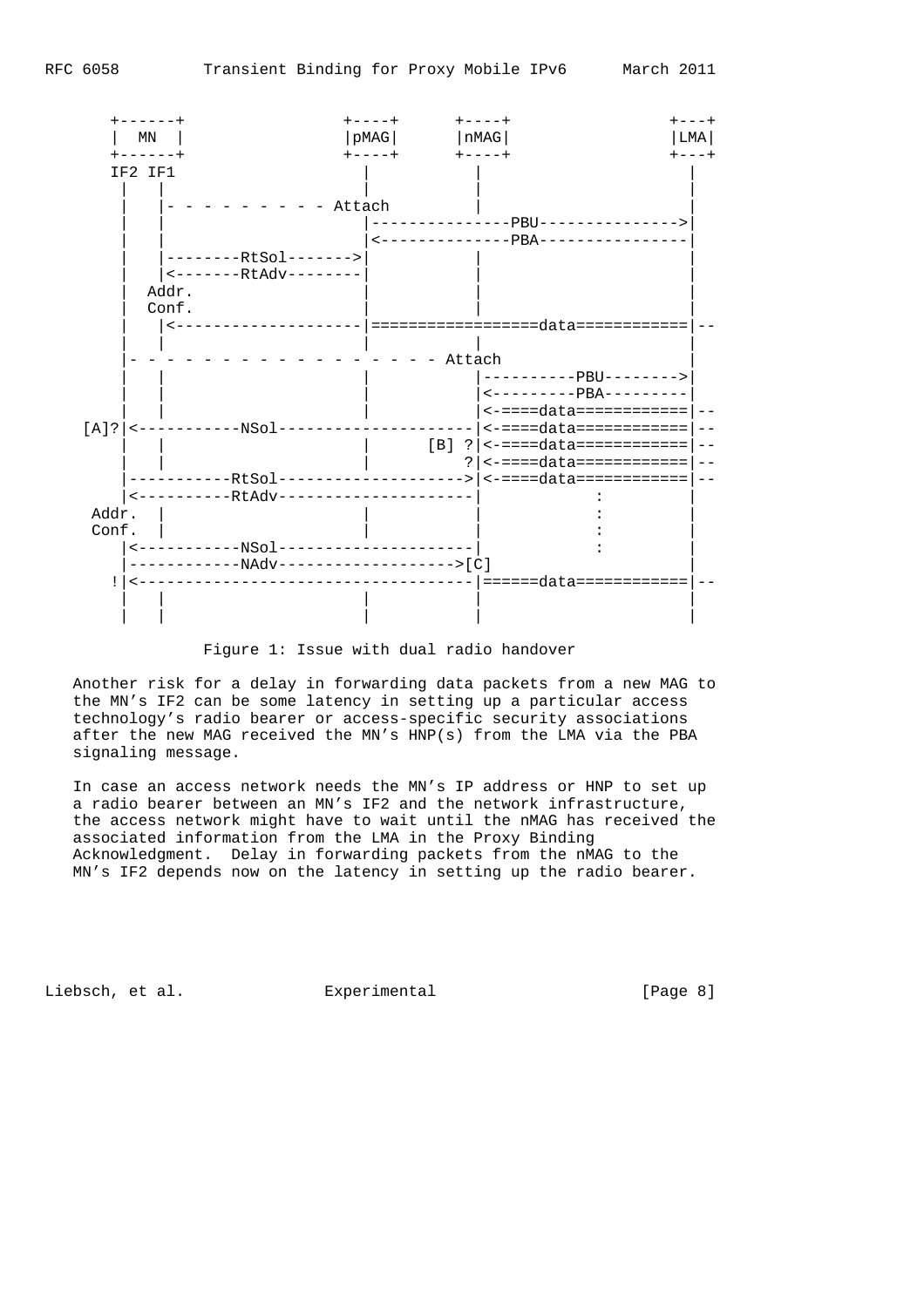```
   +------+                 +----+      +----+              +---+
   |  MN  |                 |pMAG|      |nMAG|              |LMA|
   +------+                 +----+      +----+              +---+
   IF2 IF1                    |           |                   |
    |   |                     |           |                   |
    |   |- - - - - - - - - - Attach       |                   |
    |   |                     |---------------PBU------------->|
    |   |                     |<--------------PBA--------------|
    |   |--------RtSol------->|           |                   |
    |   |<-------RtAdv--------|           |                   |
    |  Addr.                  |           |                   |
    |  Conf.                  |           |                   |
    |   |<--------------------|=================data===========|--
    |   |                     |           |                   |
    |- - - - - - - - - - - - - - - - - Attach                 |
    |   |                     |           |----------PBU------->|
    |   |                     |           |<---------PBA--------|
    |   |                     |           |<-====data===========|--
 [A]?|<-----------NSol---------------------|<-====data===========|--
    |   |                     |       [B] ?|<-====data===========|--
    |   |                     |           ?|<-====data===========|--
    |-----------RtSol-------------------->|<-====data===========|--
    |<----------RtAdv---------------------|           :        |
  Addr.  |                    |           |           :        |
  Conf.  |                    |           |           :        |
    |<-----------NSol---------------------|           :        |
    |-----------NAdv------------------->[C]                    |
   !|<------------------------------------|======data===========|--
    |   |                     |           |                   |
    |   |                     |           |                   |
```

Figure 1: Issue with dual radio handover

Another risk for a delay in forwarding data packets from a new MAG to the MN's IF2 can be some latency in setting up a particular access technology's radio bearer or access-specific security associations after the new MAG received the MN's HNP(s) from the LMA via the PBA signaling message.

In case an access network needs the MN's IP address or HNP to set up a radio bearer between an MN's IF2 and the network infrastructure, the access network might have to wait until the nMAG has received the associated information from the LMA in the Proxy Binding Acknowledgment. Delay in forwarding packets from the nMAG to the MN's IF2 depends now on the latency in setting up the radio bearer.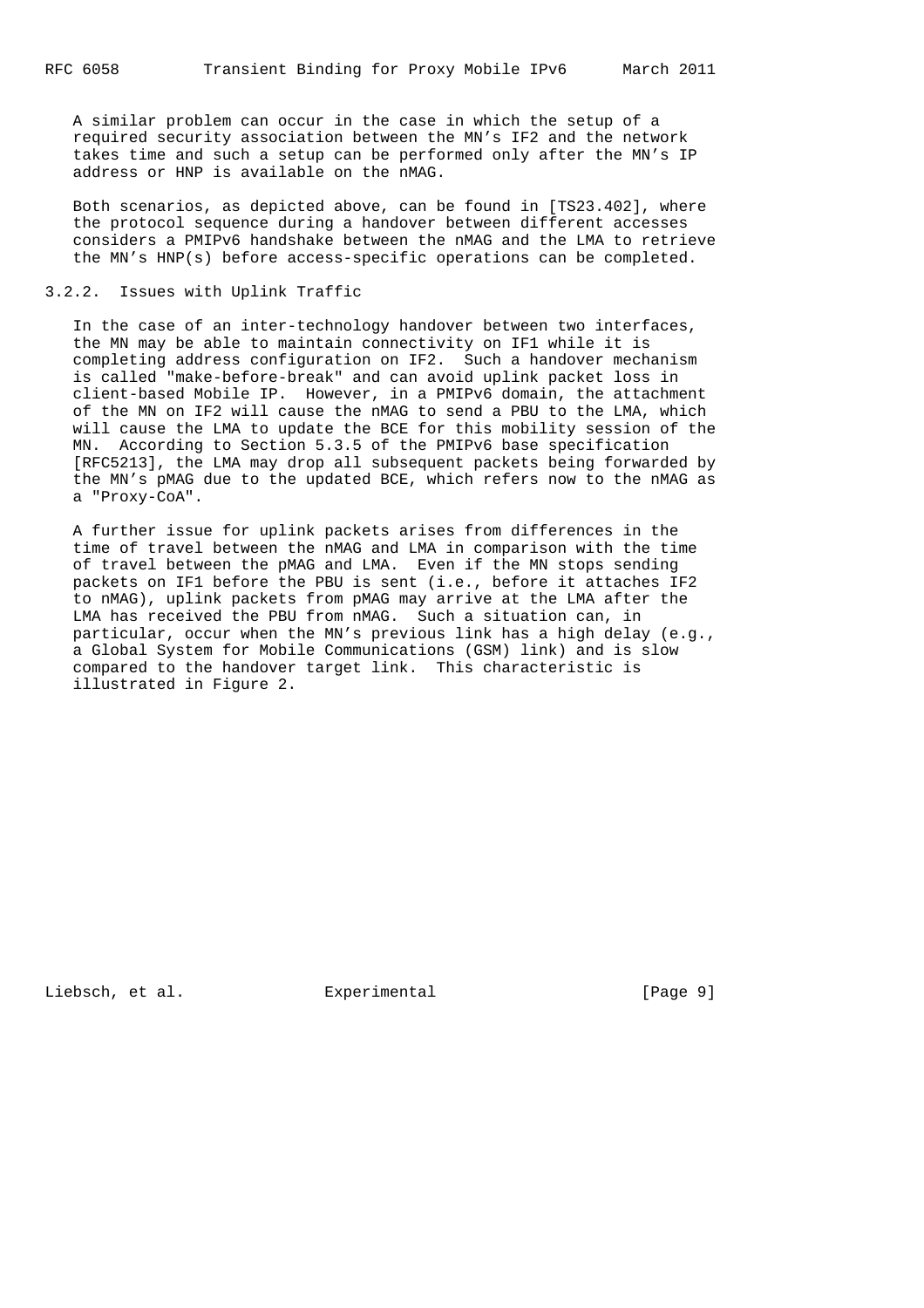A similar problem can occur in the case in which the setup of a required security association between the MN's IF2 and the network takes time and such a setup can be performed only after the MN's IP address or HNP is available on the nMAG.

Both scenarios, as depicted above, can be found in [TS23.402], where the protocol sequence during a handover between different accesses considers a PMIPv6 handshake between the nMAG and the LMA to retrieve the MN's HNP(s) before access-specific operations can be completed.

### 3.2.2. Issues with Uplink Traffic

In the case of an inter-technology handover between two interfaces, the MN may be able to maintain connectivity on IF1 while it is completing address configuration on IF2. Such a handover mechanism is called "make-before-break" and can avoid uplink packet loss in client-based Mobile IP. However, in a PMIPv6 domain, the attachment of the MN on IF2 will cause the nMAG to send a PBU to the LMA, which will cause the LMA to update the BCE for this mobility session of the MN. According to Section 5.3.5 of the PMIPv6 base specification [RFC5213], the LMA may drop all subsequent packets being forwarded by the MN's pMAG due to the updated BCE, which refers now to the nMAG as a "Proxy-CoA".

A further issue for uplink packets arises from differences in the time of travel between the nMAG and LMA in comparison with the time of travel between the pMAG and LMA. Even if the MN stops sending packets on IF1 before the PBU is sent (i.e., before it attaches IF2 to nMAG), uplink packets from pMAG may arrive at the LMA after the LMA has received the PBU from nMAG. Such a situation can, in particular, occur when the MN's previous link has a high delay (e.g., a Global System for Mobile Communications (GSM) link) and is slow compared to the handover target link. This characteristic is illustrated in Figure 2.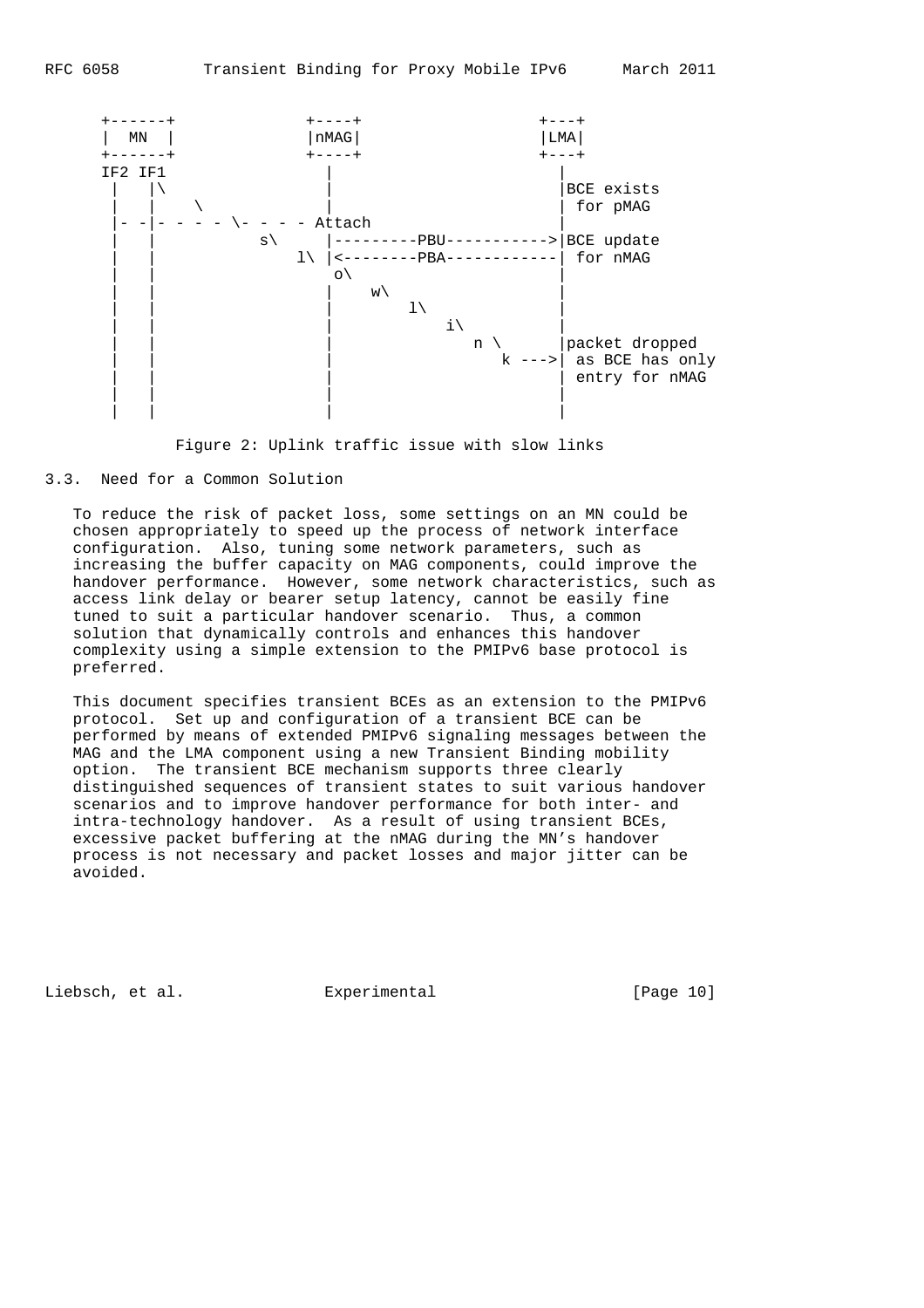```
   +------+              +----+                 +---+
   |  MN  |              |nMAG|                 |LMA|
   +------+              +----+                 +---+
   IF2 IF1                 |                      |
    |   |\                 |                      |BCE exists
    |   |   \              |                      | for pMAG
    |- -|- - - - \- - - - Attach                  |
    |   |          s\      |---------PBU--------->|BCE update
    |   |              l\  |<--------PBA----------| for nMAG
    |   |                  o\                     |
    |   |                  |    w\                |
    |   |                  |        l\            |
    |   |                  |            i\        |
    |   |                  |                n \   |packet dropped
    |   |                  |                  k -->| as BCE has only
    |   |                  |                      | entry for nMAG
    |   |                  |                      |
    |   |                  |                      |
```

Figure 2: Uplink traffic issue with slow links

### 3.3. Need for a Common Solution

To reduce the risk of packet loss, some settings on an MN could be chosen appropriately to speed up the process of network interface configuration. Also, tuning some network parameters, such as increasing the buffer capacity on MAG components, could improve the handover performance. However, some network characteristics, such as access link delay or bearer setup latency, cannot be easily fine tuned to suit a particular handover scenario. Thus, a common solution that dynamically controls and enhances this handover complexity using a simple extension to the PMIPv6 base protocol is preferred.

This document specifies transient BCEs as an extension to the PMIPv6 protocol. Set up and configuration of a transient BCE can be performed by means of extended PMIPv6 signaling messages between the MAG and the LMA component using a new Transient Binding mobility option. The transient BCE mechanism supports three clearly distinguished sequences of transient states to suit various handover scenarios and to improve handover performance for both inter- and intra-technology handover. As a result of using transient BCEs, excessive packet buffering at the nMAG during the MN's handover process is not necessary and packet losses and major jitter can be avoided.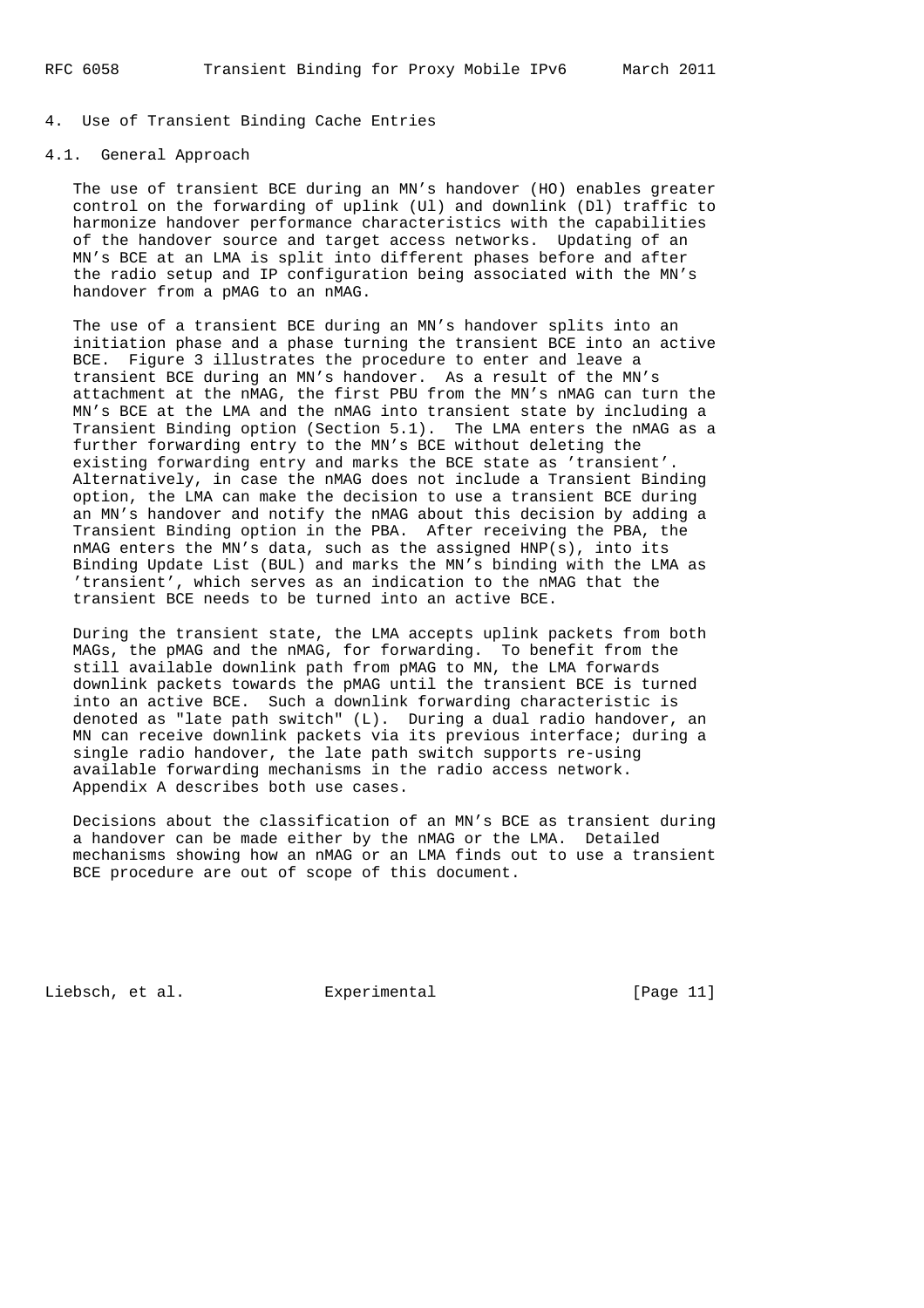# 4. Use of Transient Binding Cache Entries

## 4.1. General Approach

The use of transient BCE during an MN's handover (HO) enables greater control on the forwarding of uplink (Ul) and downlink (Dl) traffic to harmonize handover performance characteristics with the capabilities of the handover source and target access networks. Updating of an MN's BCE at an LMA is split into different phases before and after the radio setup and IP configuration being associated with the MN's handover from a pMAG to an nMAG.

The use of a transient BCE during an MN's handover splits into an initiation phase and a phase turning the transient BCE into an active BCE. Figure 3 illustrates the procedure to enter and leave a transient BCE during an MN's handover. As a result of the MN's attachment at the nMAG, the first PBU from the MN's nMAG can turn the MN's BCE at the LMA and the nMAG into transient state by including a Transient Binding option (Section 5.1). The LMA enters the nMAG as a further forwarding entry to the MN's BCE without deleting the existing forwarding entry and marks the BCE state as 'transient'. Alternatively, in case the nMAG does not include a Transient Binding option, the LMA can make the decision to use a transient BCE during an MN's handover and notify the nMAG about this decision by adding a Transient Binding option in the PBA. After receiving the PBA, the nMAG enters the MN's data, such as the assigned HNP(s), into its Binding Update List (BUL) and marks the MN's binding with the LMA as 'transient', which serves as an indication to the nMAG that the transient BCE needs to be turned into an active BCE.

During the transient state, the LMA accepts uplink packets from both MAGs, the pMAG and the nMAG, for forwarding. To benefit from the still available downlink path from pMAG to MN, the LMA forwards downlink packets towards the pMAG until the transient BCE is turned into an active BCE. Such a downlink forwarding characteristic is denoted as "late path switch" (L). During a dual radio handover, an MN can receive downlink packets via its previous interface; during a single radio handover, the late path switch supports re-using available forwarding mechanisms in the radio access network. Appendix A describes both use cases.

Decisions about the classification of an MN's BCE as transient during a handover can be made either by the nMAG or the LMA. Detailed mechanisms showing how an nMAG or an LMA finds out to use a transient BCE procedure are out of scope of this document.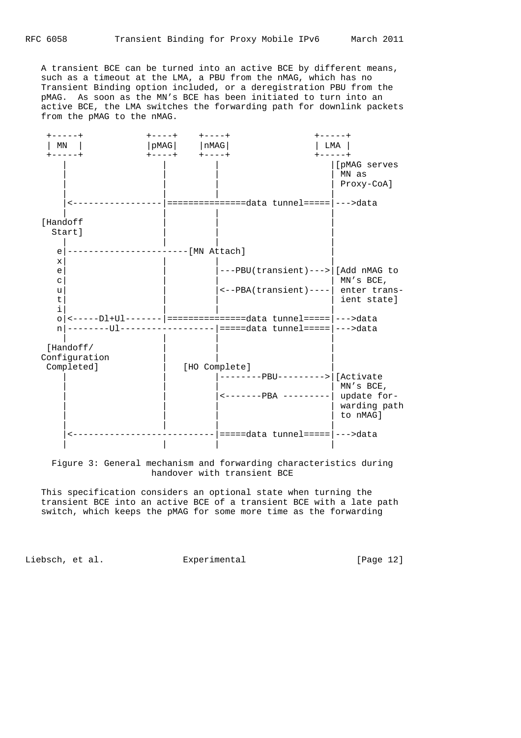A transient BCE can be turned into an active BCE by different means, such as a timeout at the LMA, a PBU from the nMAG, which has no Transient Binding option included, or a deregistration PBU from the pMAG. As soon as the MN's BCE has been initiated to turn into an active BCE, the LMA switches the forwarding path for downlink packets from the pMAG to the nMAG.

```
 +-----+            +----+    +----+              +-----+
 | MN  |            |pMAG|    |nMAG|              | LMA |
 +-----+            +----+    +----+              +-----+
    |                  |         |                   |[pMAG serves
    |                  |         |                   | MN as
    |                  |         |                   | Proxy-CoA]
    |                  |         |                   |
    |<-----------------|==============data tunnel=====|--->data
    |                  |         |                   |
 [Handoff              |         |                   |
   Start]              |         |                   |
    |                  |         |                   |
   e|----------------------[MN Attach]               |
   x|                  |         |                   |
   e|                  |         |---PBU(transient)--->|[Add nMAG to
   c|                  |         |                   | MN's BCE,
   u|                  |         |<--PBA(transient)----| enter trans-
   t|                  |         |                   | ient state]
   i|                  |         |                   |
   o|<-----Dl+Ul-------|==============data tunnel=====|--->data
   n|--------Ul------------------|=====data tunnel=====|--->data
    |                  |         |                   |
  [Handoff/            |         |                   |
 Configuration         |         |                   |
  Completed]           |    [HO Complete]            |
    |                  |         |--------PBU--------->|[Activate
    |                  |         |                   | MN's BCE,
    |                  |         |<-------PBA ---------| update for-
    |                  |         |                   | warding path
    |                  |         |                   | to nMAG]
    |                  |         |                   |
    |<---------------------------|=====data tunnel=====|--->data
    |                  |         |                   |
```

Figure 3: General mechanism and forwarding characteristics during handover with transient BCE

This specification considers an optional state when turning the transient BCE into an active BCE of a transient BCE with a late path switch, which keeps the pMAG for some more time as the forwarding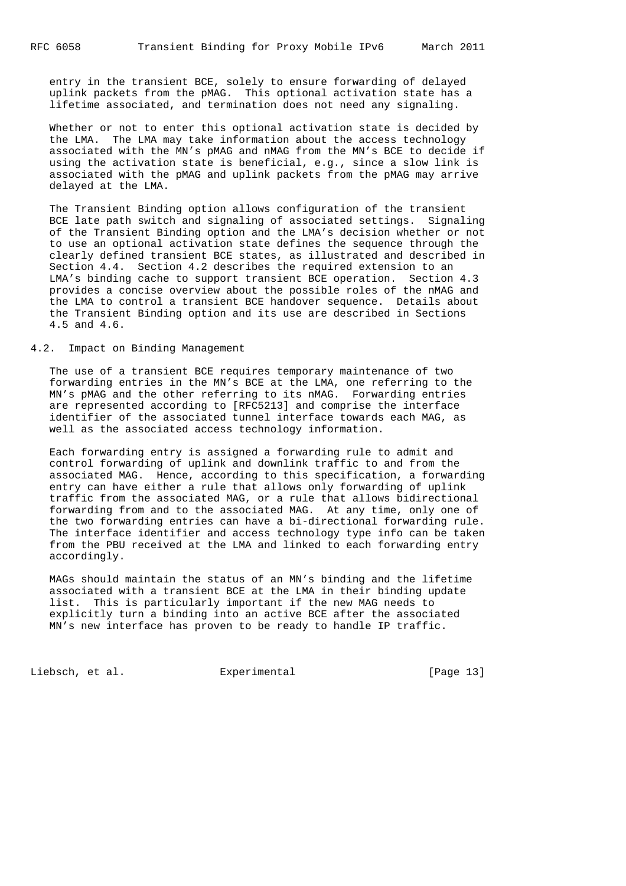entry in the transient BCE, solely to ensure forwarding of delayed uplink packets from the pMAG. This optional activation state has a lifetime associated, and termination does not need any signaling.

Whether or not to enter this optional activation state is decided by the LMA. The LMA may take information about the access technology associated with the MN's pMAG and nMAG from the MN's BCE to decide if using the activation state is beneficial, e.g., since a slow link is associated with the pMAG and uplink packets from the pMAG may arrive delayed at the LMA.

The Transient Binding option allows configuration of the transient BCE late path switch and signaling of associated settings. Signaling of the Transient Binding option and the LMA's decision whether or not to use an optional activation state defines the sequence through the clearly defined transient BCE states, as illustrated and described in Section 4.4. Section 4.2 describes the required extension to an LMA's binding cache to support transient BCE operation. Section 4.3 provides a concise overview about the possible roles of the nMAG and the LMA to control a transient BCE handover sequence. Details about the Transient Binding option and its use are described in Sections 4.5 and 4.6.

## 4.2. Impact on Binding Management

The use of a transient BCE requires temporary maintenance of two forwarding entries in the MN's BCE at the LMA, one referring to the MN's pMAG and the other referring to its nMAG. Forwarding entries are represented according to [RFC5213] and comprise the interface identifier of the associated tunnel interface towards each MAG, as well as the associated access technology information.

Each forwarding entry is assigned a forwarding rule to admit and control forwarding of uplink and downlink traffic to and from the associated MAG. Hence, according to this specification, a forwarding entry can have either a rule that allows only forwarding of uplink traffic from the associated MAG, or a rule that allows bidirectional forwarding from and to the associated MAG. At any time, only one of the two forwarding entries can have a bi-directional forwarding rule. The interface identifier and access technology type info can be taken from the PBU received at the LMA and linked to each forwarding entry accordingly.

MAGs should maintain the status of an MN's binding and the lifetime associated with a transient BCE at the LMA in their binding update list. This is particularly important if the new MAG needs to explicitly turn a binding into an active BCE after the associated MN's new interface has proven to be ready to handle IP traffic.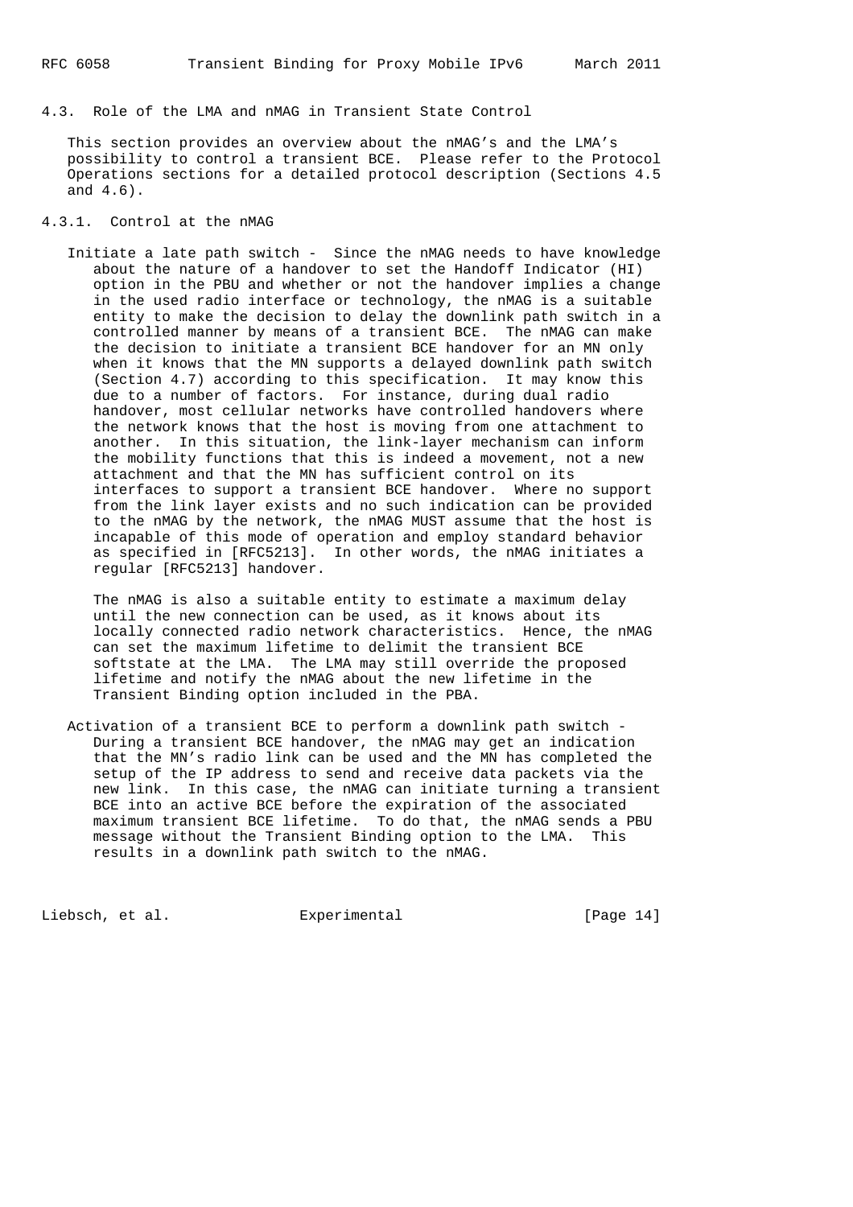## 4.3. Role of the LMA and nMAG in Transient State Control

This section provides an overview about the nMAG's and the LMA's possibility to control a transient BCE. Please refer to the Protocol Operations sections for a detailed protocol description (Sections 4.5 and 4.6).

### 4.3.1. Control at the nMAG

Initiate a late path switch - Since the nMAG needs to have knowledge about the nature of a handover to set the Handoff Indicator (HI) option in the PBU and whether or not the handover implies a change in the used radio interface or technology, the nMAG is a suitable entity to make the decision to delay the downlink path switch in a controlled manner by means of a transient BCE. The nMAG can make the decision to initiate a transient BCE handover for an MN only when it knows that the MN supports a delayed downlink path switch (Section 4.7) according to this specification. It may know this due to a number of factors. For instance, during dual radio handover, most cellular networks have controlled handovers where the network knows that the host is moving from one attachment to another. In this situation, the link-layer mechanism can inform the mobility functions that this is indeed a movement, not a new attachment and that the MN has sufficient control on its interfaces to support a transient BCE handover. Where no support from the link layer exists and no such indication can be provided to the nMAG by the network, the nMAG MUST assume that the host is incapable of this mode of operation and employ standard behavior as specified in [RFC5213]. In other words, the nMAG initiates a regular [RFC5213] handover.

The nMAG is also a suitable entity to estimate a maximum delay until the new connection can be used, as it knows about its locally connected radio network characteristics. Hence, the nMAG can set the maximum lifetime to delimit the transient BCE softstate at the LMA. The LMA may still override the proposed lifetime and notify the nMAG about the new lifetime in the Transient Binding option included in the PBA.

Activation of a transient BCE to perform a downlink path switch - During a transient BCE handover, the nMAG may get an indication that the MN's radio link can be used and the MN has completed the setup of the IP address to send and receive data packets via the new link. In this case, the nMAG can initiate turning a transient BCE into an active BCE before the expiration of the associated maximum transient BCE lifetime. To do that, the nMAG sends a PBU message without the Transient Binding option to the LMA. This results in a downlink path switch to the nMAG.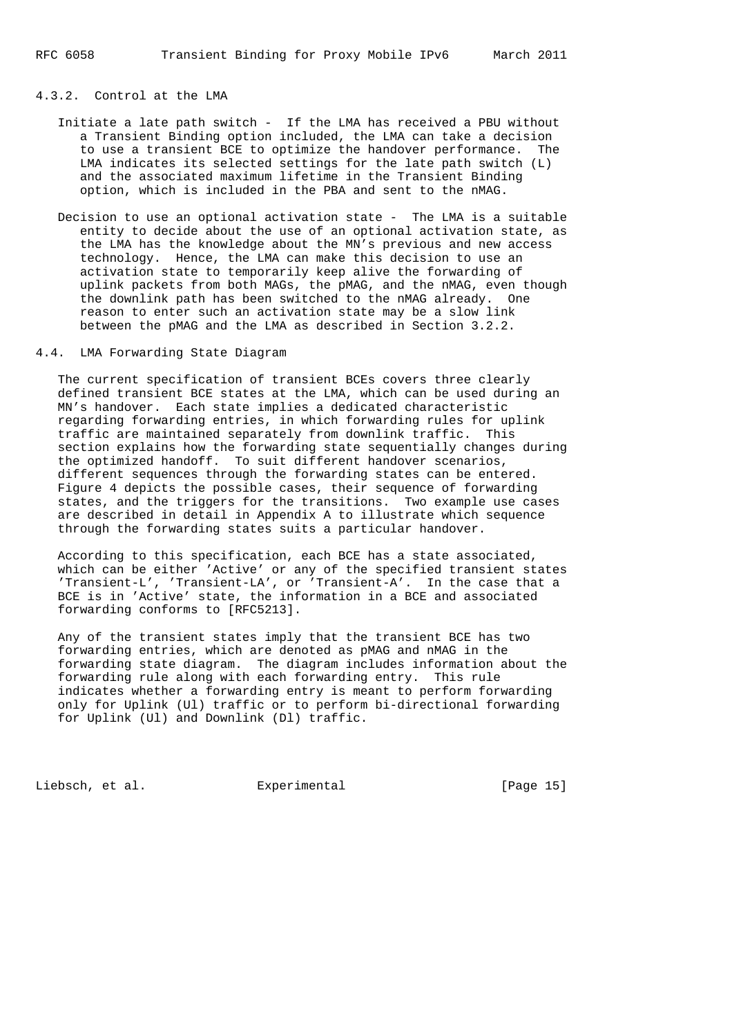#### 4.3.2. Control at the LMA

Initiate a late path switch - If the LMA has received a PBU without a Transient Binding option included, the LMA can take a decision to use a transient BCE to optimize the handover performance. The LMA indicates its selected settings for the late path switch (L) and the associated maximum lifetime in the Transient Binding option, which is included in the PBA and sent to the nMAG.

Decision to use an optional activation state - The LMA is a suitable entity to decide about the use of an optional activation state, as the LMA has the knowledge about the MN's previous and new access technology. Hence, the LMA can make this decision to use an activation state to temporarily keep alive the forwarding of uplink packets from both MAGs, the pMAG, and the nMAG, even though the downlink path has been switched to the nMAG already. One reason to enter such an activation state may be a slow link between the pMAG and the LMA as described in Section 3.2.2.

### 4.4. LMA Forwarding State Diagram

The current specification of transient BCEs covers three clearly defined transient BCE states at the LMA, which can be used during an MN's handover. Each state implies a dedicated characteristic regarding forwarding entries, in which forwarding rules for uplink traffic are maintained separately from downlink traffic. This section explains how the forwarding state sequentially changes during the optimized handoff. To suit different handover scenarios, different sequences through the forwarding states can be entered. Figure 4 depicts the possible cases, their sequence of forwarding states, and the triggers for the transitions. Two example use cases are described in detail in Appendix A to illustrate which sequence through the forwarding states suits a particular handover.

According to this specification, each BCE has a state associated, which can be either 'Active' or any of the specified transient states 'Transient-L', 'Transient-LA', or 'Transient-A'. In the case that a BCE is in 'Active' state, the information in a BCE and associated forwarding conforms to [RFC5213].

Any of the transient states imply that the transient BCE has two forwarding entries, which are denoted as pMAG and nMAG in the forwarding state diagram. The diagram includes information about the forwarding rule along with each forwarding entry. This rule indicates whether a forwarding entry is meant to perform forwarding only for Uplink (Ul) traffic or to perform bi-directional forwarding for Uplink (Ul) and Downlink (Dl) traffic.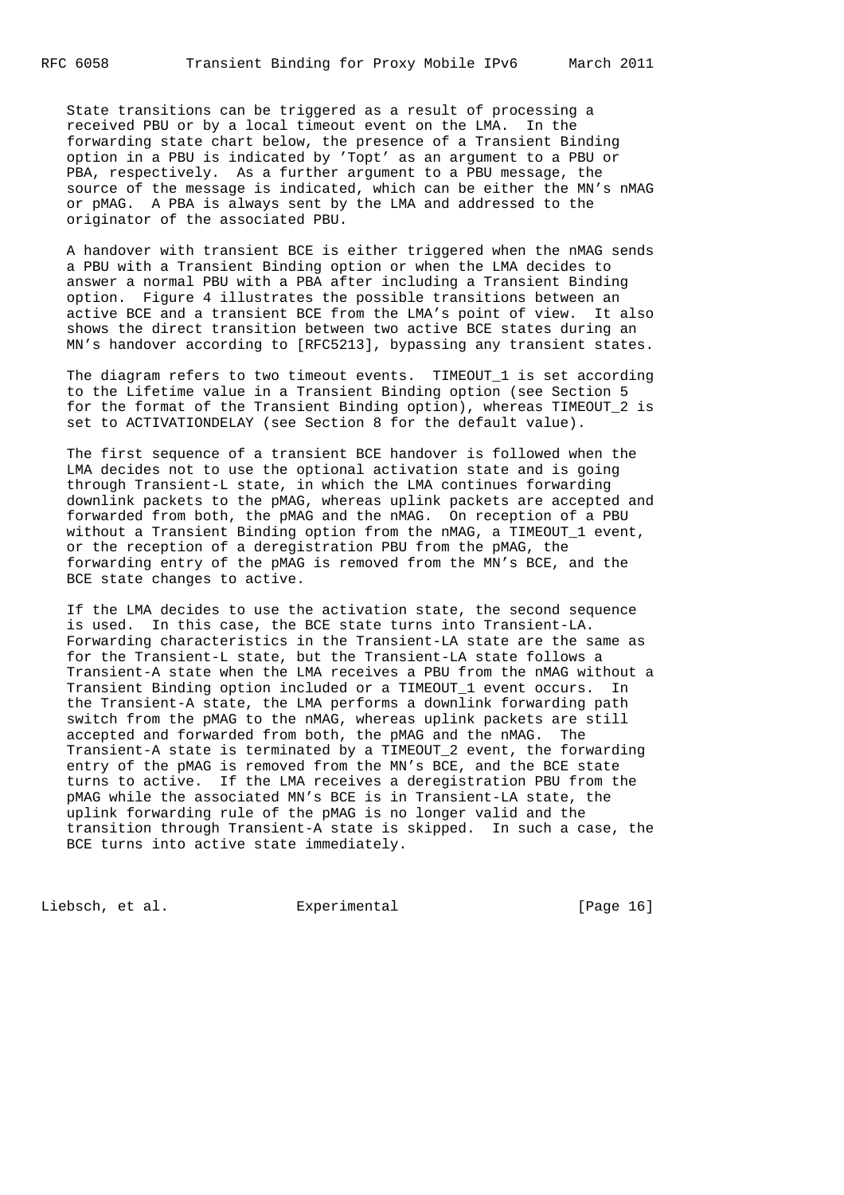State transitions can be triggered as a result of processing a received PBU or by a local timeout event on the LMA. In the forwarding state chart below, the presence of a Transient Binding option in a PBU is indicated by 'Topt' as an argument to a PBU or PBA, respectively. As a further argument to a PBU message, the source of the message is indicated, which can be either the MN's nMAG or pMAG. A PBA is always sent by the LMA and addressed to the originator of the associated PBU.

A handover with transient BCE is either triggered when the nMAG sends a PBU with a Transient Binding option or when the LMA decides to answer a normal PBU with a PBA after including a Transient Binding option. Figure 4 illustrates the possible transitions between an active BCE and a transient BCE from the LMA's point of view. It also shows the direct transition between two active BCE states during an MN's handover according to [RFC5213], bypassing any transient states.

The diagram refers to two timeout events. TIMEOUT_1 is set according to the Lifetime value in a Transient Binding option (see Section 5 for the format of the Transient Binding option), whereas TIMEOUT_2 is set to ACTIVATIONDELAY (see Section 8 for the default value).

The first sequence of a transient BCE handover is followed when the LMA decides not to use the optional activation state and is going through Transient-L state, in which the LMA continues forwarding downlink packets to the pMAG, whereas uplink packets are accepted and forwarded from both, the pMAG and the nMAG. On reception of a PBU without a Transient Binding option from the nMAG, a TIMEOUT_1 event, or the reception of a deregistration PBU from the pMAG, the forwarding entry of the pMAG is removed from the MN's BCE, and the BCE state changes to active.

If the LMA decides to use the activation state, the second sequence is used. In this case, the BCE state turns into Transient-LA. Forwarding characteristics in the Transient-LA state are the same as for the Transient-L state, but the Transient-LA state follows a Transient-A state when the LMA receives a PBU from the nMAG without a Transient Binding option included or a TIMEOUT_1 event occurs. In the Transient-A state, the LMA performs a downlink forwarding path switch from the pMAG to the nMAG, whereas uplink packets are still accepted and forwarded from both, the pMAG and the nMAG. The Transient-A state is terminated by a TIMEOUT_2 event, the forwarding entry of the pMAG is removed from the MN's BCE, and the BCE state turns to active. If the LMA receives a deregistration PBU from the pMAG while the associated MN's BCE is in Transient-LA state, the uplink forwarding rule of the pMAG is no longer valid and the transition through Transient-A state is skipped. In such a case, the BCE turns into active state immediately.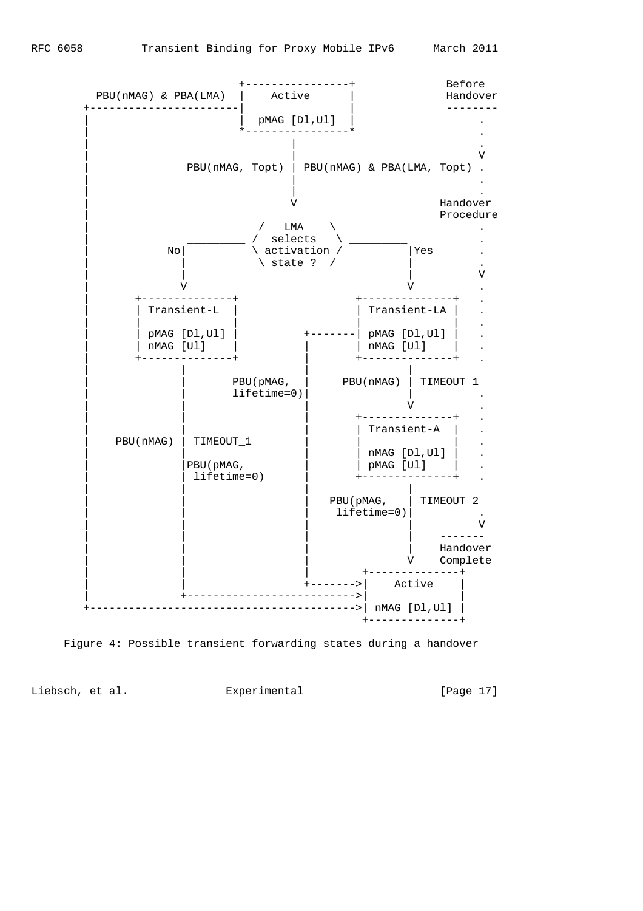```
                       +----------------+             Before
   PBU(nMAG) & PBA(LMA)  |     Active     |             Handover
  +----------------------|                |             --------
  |                      |  pMAG [Dl,Ul]  |                 .
  |                      *----------------*                 .
  |                               |                         .
  |                               |                         V
  |              PBU(nMAG, Topt) | PBU(nMAG) & PBA(LMA, Topt) .
  |                               |                         .
  |                               |                         .
  |                               V                    Handover
  |                           _________                Procedure
  |                          /   LMA    \                   .
  |               ________ /  selects   \ ________          .
  |            No|         \ activation /         |Yes      .
  |              |          \_state_?__/          |         .
  |              |                                |         V
  |              V                                V         .
  |       +--------------+               +--------------+   .
  |       | Transient-L  |               | Transient-LA |   .
  |       |              |               |              |   .
  |       | pMAG [Dl,Ul] |         +-------| pMAG [Dl,Ul] |   .
  |       | nMAG [Ul]    |         |       | nMAG [Ul]    |   .
  |       +--------------+         |       +--------------+   .
  |              |                 |              |
  |              |       PBU(pMAG, |     PBU(nMAG) | TIMEOUT_1
  |              |       lifetime=0)|              |          .
  |              |                 |              V          .
  |              |                 |       +--------------+   .
  |              |                 |       | Transient-A  |   .
  |    PBU(nMAG) | TIMEOUT_1       |       |              |   .
  |              |                 |       | nMAG [Dl,Ul] |   .
  |              |PBU(pMAG,        |       | pMAG [Ul]    |   .
  |              | lifetime=0)     |       +--------------+   .
  |              |                 |              |
  |              |                 |   PBU(pMAG,   | TIMEOUT_2
  |              |                 |    lifetime=0)|          .
  |              |                 |              |          V
  |              |                 |              |    -------
  |              |                 |              |    Handover
  |              |                 |              V    Complete
  |              |                 |        +--------------+
  |              |                 +------->|    Active    |
  |              +------------------------->|              |
  +---------------------------------------->| nMAG [Dl,Ul] |
                                            +--------------+
```

Figure 4: Possible transient forwarding states during a handover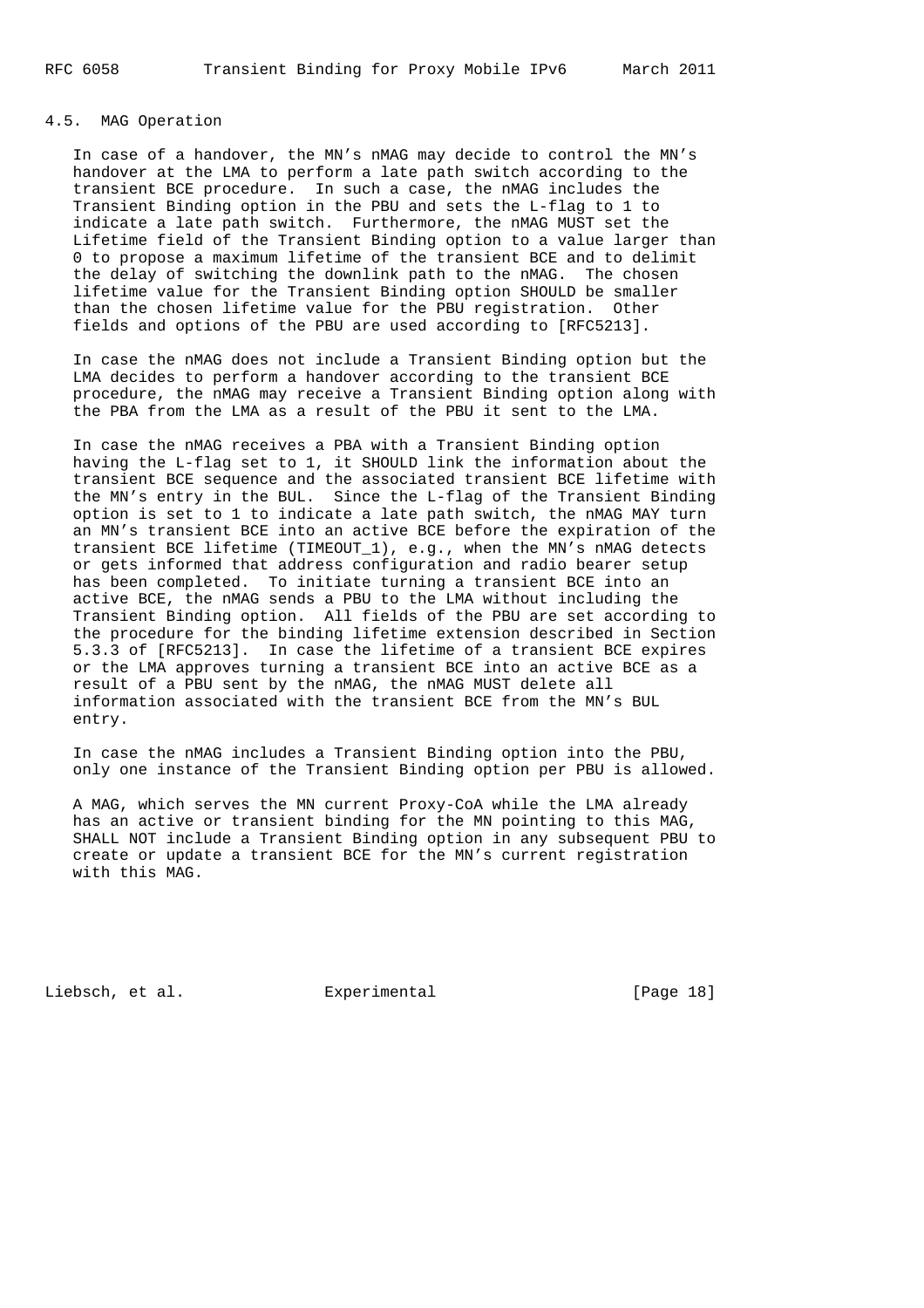## 4.5. MAG Operation

In case of a handover, the MN's nMAG may decide to control the MN's handover at the LMA to perform a late path switch according to the transient BCE procedure. In such a case, the nMAG includes the Transient Binding option in the PBU and sets the L-flag to 1 to indicate a late path switch. Furthermore, the nMAG MUST set the Lifetime field of the Transient Binding option to a value larger than 0 to propose a maximum lifetime of the transient BCE and to delimit the delay of switching the downlink path to the nMAG. The chosen lifetime value for the Transient Binding option SHOULD be smaller than the chosen lifetime value for the PBU registration. Other fields and options of the PBU are used according to [RFC5213].

In case the nMAG does not include a Transient Binding option but the LMA decides to perform a handover according to the transient BCE procedure, the nMAG may receive a Transient Binding option along with the PBA from the LMA as a result of the PBU it sent to the LMA.

In case the nMAG receives a PBA with a Transient Binding option having the L-flag set to 1, it SHOULD link the information about the transient BCE sequence and the associated transient BCE lifetime with the MN's entry in the BUL. Since the L-flag of the Transient Binding option is set to 1 to indicate a late path switch, the nMAG MAY turn an MN's transient BCE into an active BCE before the expiration of the transient BCE lifetime (TIMEOUT_1), e.g., when the MN's nMAG detects or gets informed that address configuration and radio bearer setup has been completed. To initiate turning a transient BCE into an active BCE, the nMAG sends a PBU to the LMA without including the Transient Binding option. All fields of the PBU are set according to the procedure for the binding lifetime extension described in Section 5.3.3 of [RFC5213]. In case the lifetime of a transient BCE expires or the LMA approves turning a transient BCE into an active BCE as a result of a PBU sent by the nMAG, the nMAG MUST delete all information associated with the transient BCE from the MN's BUL entry.

In case the nMAG includes a Transient Binding option into the PBU, only one instance of the Transient Binding option per PBU is allowed.

A MAG, which serves the MN current Proxy-CoA while the LMA already has an active or transient binding for the MN pointing to this MAG, SHALL NOT include a Transient Binding option in any subsequent PBU to create or update a transient BCE for the MN's current registration with this MAG.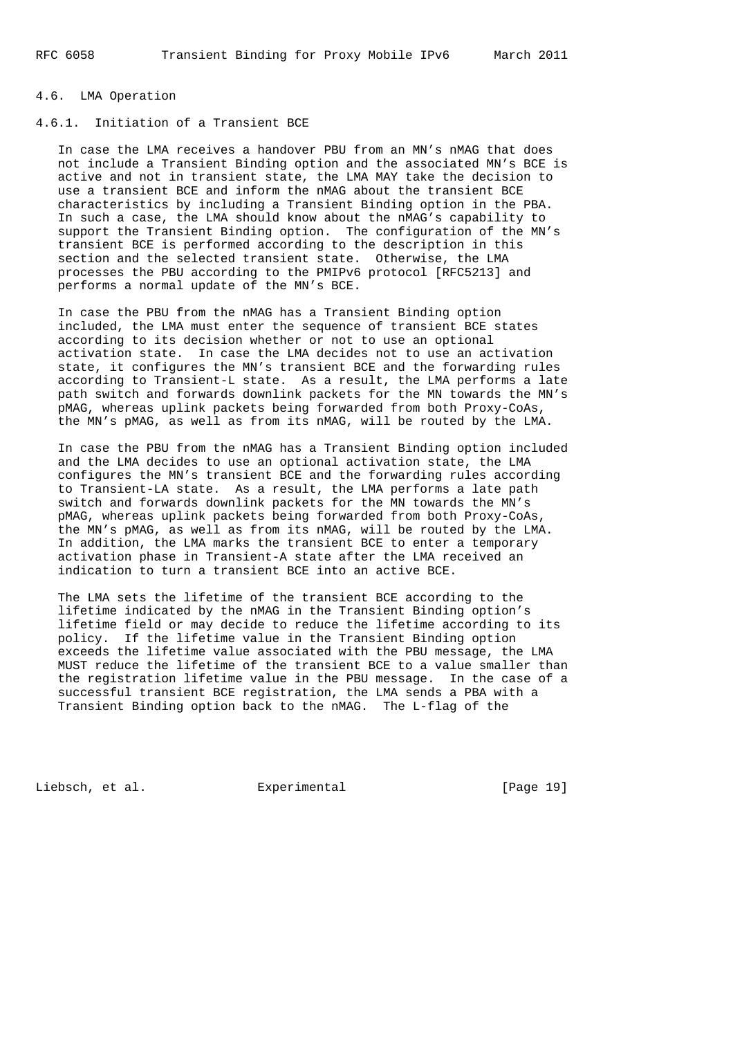### 4.6. LMA Operation

#### 4.6.1. Initiation of a Transient BCE

In case the LMA receives a handover PBU from an MN's nMAG that does not include a Transient Binding option and the associated MN's BCE is active and not in transient state, the LMA MAY take the decision to use a transient BCE and inform the nMAG about the transient BCE characteristics by including a Transient Binding option in the PBA. In such a case, the LMA should know about the nMAG's capability to support the Transient Binding option. The configuration of the MN's transient BCE is performed according to the description in this section and the selected transient state. Otherwise, the LMA processes the PBU according to the PMIPv6 protocol [RFC5213] and performs a normal update of the MN's BCE.

In case the PBU from the nMAG has a Transient Binding option included, the LMA must enter the sequence of transient BCE states according to its decision whether or not to use an optional activation state. In case the LMA decides not to use an activation state, it configures the MN's transient BCE and the forwarding rules according to Transient-L state. As a result, the LMA performs a late path switch and forwards downlink packets for the MN towards the MN's pMAG, whereas uplink packets being forwarded from both Proxy-CoAs, the MN's pMAG, as well as from its nMAG, will be routed by the LMA.

In case the PBU from the nMAG has a Transient Binding option included and the LMA decides to use an optional activation state, the LMA configures the MN's transient BCE and the forwarding rules according to Transient-LA state. As a result, the LMA performs a late path switch and forwards downlink packets for the MN towards the MN's pMAG, whereas uplink packets being forwarded from both Proxy-CoAs, the MN's pMAG, as well as from its nMAG, will be routed by the LMA. In addition, the LMA marks the transient BCE to enter a temporary activation phase in Transient-A state after the LMA received an indication to turn a transient BCE into an active BCE.

The LMA sets the lifetime of the transient BCE according to the lifetime indicated by the nMAG in the Transient Binding option's lifetime field or may decide to reduce the lifetime according to its policy. If the lifetime value in the Transient Binding option exceeds the lifetime value associated with the PBU message, the LMA MUST reduce the lifetime of the transient BCE to a value smaller than the registration lifetime value in the PBU message. In the case of a successful transient BCE registration, the LMA sends a PBA with a Transient Binding option back to the nMAG. The L-flag of the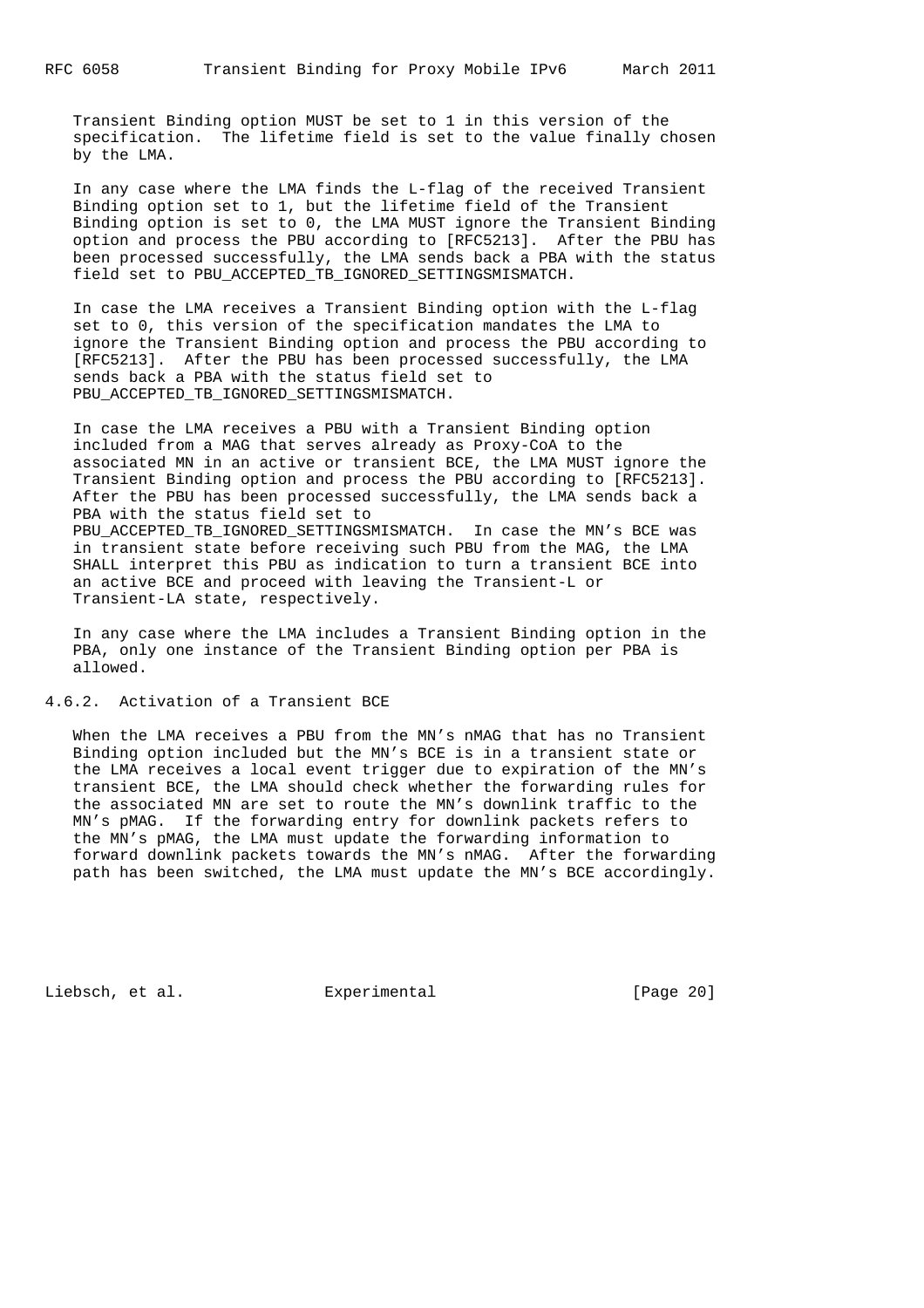Transient Binding option MUST be set to 1 in this version of the specification. The lifetime field is set to the value finally chosen by the LMA.

In any case where the LMA finds the L-flag of the received Transient Binding option set to 1, but the lifetime field of the Transient Binding option is set to 0, the LMA MUST ignore the Transient Binding option and process the PBU according to [RFC5213]. After the PBU has been processed successfully, the LMA sends back a PBA with the status field set to PBU_ACCEPTED_TB_IGNORED_SETTINGSMISMATCH.

In case the LMA receives a Transient Binding option with the L-flag set to 0, this version of the specification mandates the LMA to ignore the Transient Binding option and process the PBU according to [RFC5213]. After the PBU has been processed successfully, the LMA sends back a PBA with the status field set to PBU_ACCEPTED_TB_IGNORED_SETTINGSMISMATCH.

In case the LMA receives a PBU with a Transient Binding option included from a MAG that serves already as Proxy-CoA to the associated MN in an active or transient BCE, the LMA MUST ignore the Transient Binding option and process the PBU according to [RFC5213]. After the PBU has been processed successfully, the LMA sends back a PBA with the status field set to PBU_ACCEPTED_TB_IGNORED_SETTINGSMISMATCH. In case the MN's BCE was in transient state before receiving such PBU from the MAG, the LMA SHALL interpret this PBU as indication to turn a transient BCE into an active BCE and proceed with leaving the Transient-L or Transient-LA state, respectively.

In any case where the LMA includes a Transient Binding option in the PBA, only one instance of the Transient Binding option per PBA is allowed.

#### 4.6.2. Activation of a Transient BCE

When the LMA receives a PBU from the MN's nMAG that has no Transient Binding option included but the MN's BCE is in a transient state or the LMA receives a local event trigger due to expiration of the MN's transient BCE, the LMA should check whether the forwarding rules for the associated MN are set to route the MN's downlink traffic to the MN's pMAG. If the forwarding entry for downlink packets refers to the MN's pMAG, the LMA must update the forwarding information to forward downlink packets towards the MN's nMAG. After the forwarding path has been switched, the LMA must update the MN's BCE accordingly.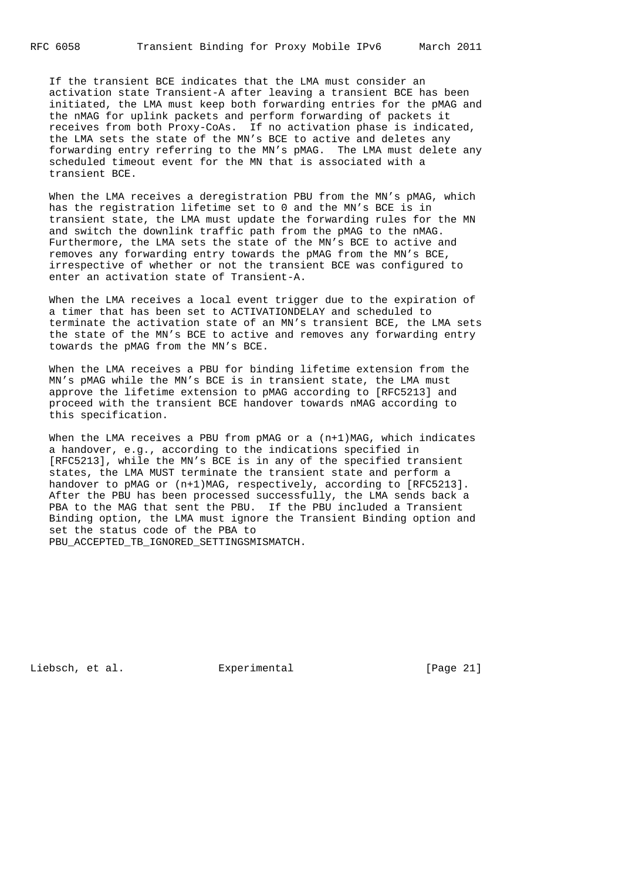If the transient BCE indicates that the LMA must consider an activation state Transient-A after leaving a transient BCE has been initiated, the LMA must keep both forwarding entries for the pMAG and the nMAG for uplink packets and perform forwarding of packets it receives from both Proxy-CoAs. If no activation phase is indicated, the LMA sets the state of the MN's BCE to active and deletes any forwarding entry referring to the MN's pMAG. The LMA must delete any scheduled timeout event for the MN that is associated with a transient BCE.

When the LMA receives a deregistration PBU from the MN's pMAG, which has the registration lifetime set to 0 and the MN's BCE is in transient state, the LMA must update the forwarding rules for the MN and switch the downlink traffic path from the pMAG to the nMAG. Furthermore, the LMA sets the state of the MN's BCE to active and removes any forwarding entry towards the pMAG from the MN's BCE, irrespective of whether or not the transient BCE was configured to enter an activation state of Transient-A.

When the LMA receives a local event trigger due to the expiration of a timer that has been set to ACTIVATIONDELAY and scheduled to terminate the activation state of an MN's transient BCE, the LMA sets the state of the MN's BCE to active and removes any forwarding entry towards the pMAG from the MN's BCE.

When the LMA receives a PBU for binding lifetime extension from the MN's pMAG while the MN's BCE is in transient state, the LMA must approve the lifetime extension to pMAG according to [RFC5213] and proceed with the transient BCE handover towards nMAG according to this specification.

When the LMA receives a PBU from pMAG or a (n+1)MAG, which indicates a handover, e.g., according to the indications specified in [RFC5213], while the MN's BCE is in any of the specified transient states, the LMA MUST terminate the transient state and perform a handover to pMAG or (n+1)MAG, respectively, according to [RFC5213]. After the PBU has been processed successfully, the LMA sends back a PBA to the MAG that sent the PBU. If the PBU included a Transient Binding option, the LMA must ignore the Transient Binding option and set the status code of the PBA to PBU_ACCEPTED_TB_IGNORED_SETTINGSMISMATCH.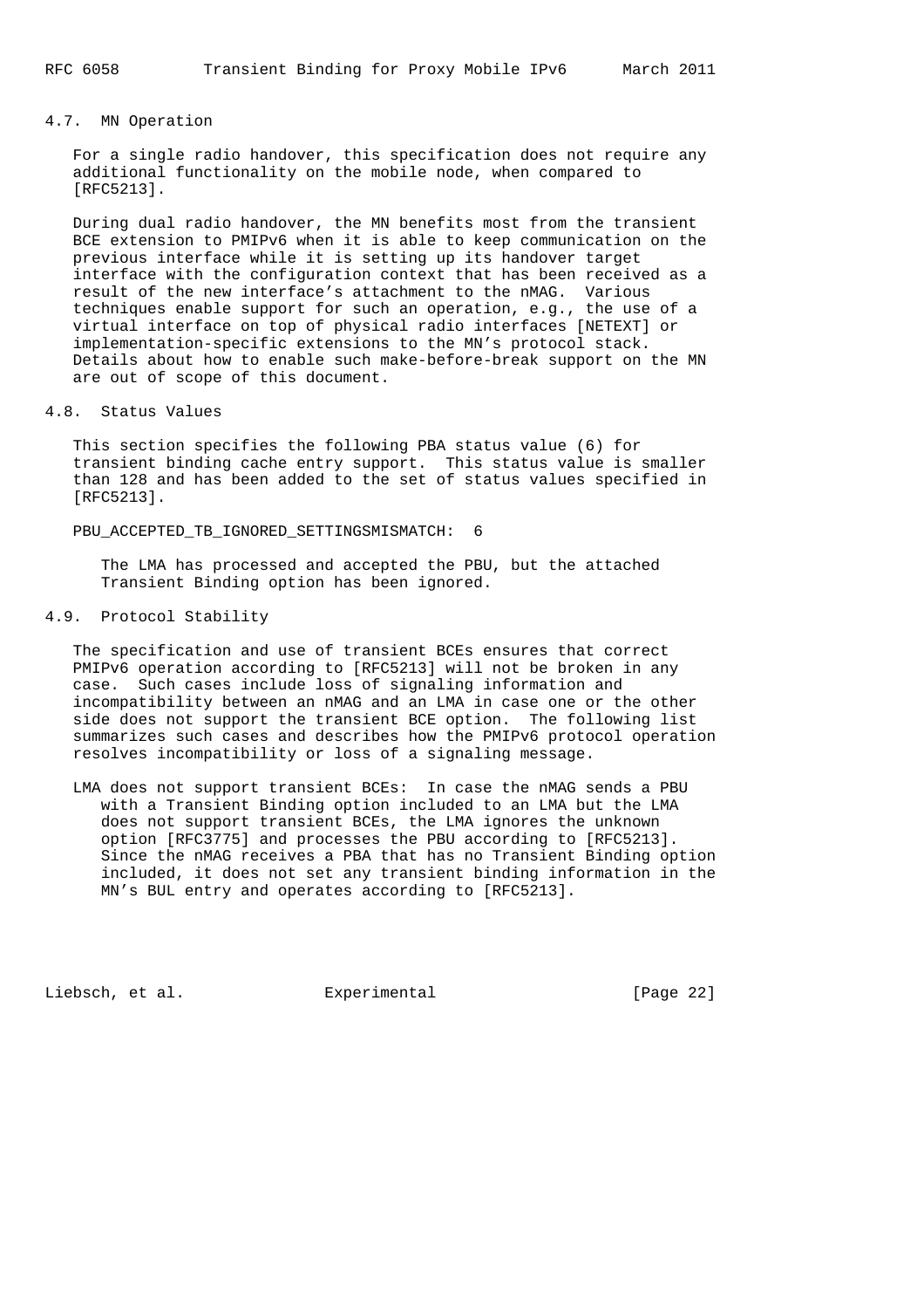## 4.7. MN Operation

For a single radio handover, this specification does not require any additional functionality on the mobile node, when compared to [RFC5213].

During dual radio handover, the MN benefits most from the transient BCE extension to PMIPv6 when it is able to keep communication on the previous interface while it is setting up its handover target interface with the configuration context that has been received as a result of the new interface's attachment to the nMAG. Various techniques enable support for such an operation, e.g., the use of a virtual interface on top of physical radio interfaces [NETEXT] or implementation-specific extensions to the MN's protocol stack. Details about how to enable such make-before-break support on the MN are out of scope of this document.

## 4.8. Status Values

This section specifies the following PBA status value (6) for transient binding cache entry support. This status value is smaller than 128 and has been added to the set of status values specified in [RFC5213].

PBU_ACCEPTED_TB_IGNORED_SETTINGSMISMATCH: 6

The LMA has processed and accepted the PBU, but the attached Transient Binding option has been ignored.

## 4.9. Protocol Stability

The specification and use of transient BCEs ensures that correct PMIPv6 operation according to [RFC5213] will not be broken in any case. Such cases include loss of signaling information and incompatibility between an nMAG and an LMA in case one or the other side does not support the transient BCE option. The following list summarizes such cases and describes how the PMIPv6 protocol operation resolves incompatibility or loss of a signaling message.

LMA does not support transient BCEs: In case the nMAG sends a PBU with a Transient Binding option included to an LMA but the LMA does not support transient BCEs, the LMA ignores the unknown option [RFC3775] and processes the PBU according to [RFC5213]. Since the nMAG receives a PBA that has no Transient Binding option included, it does not set any transient binding information in the MN's BUL entry and operates according to [RFC5213].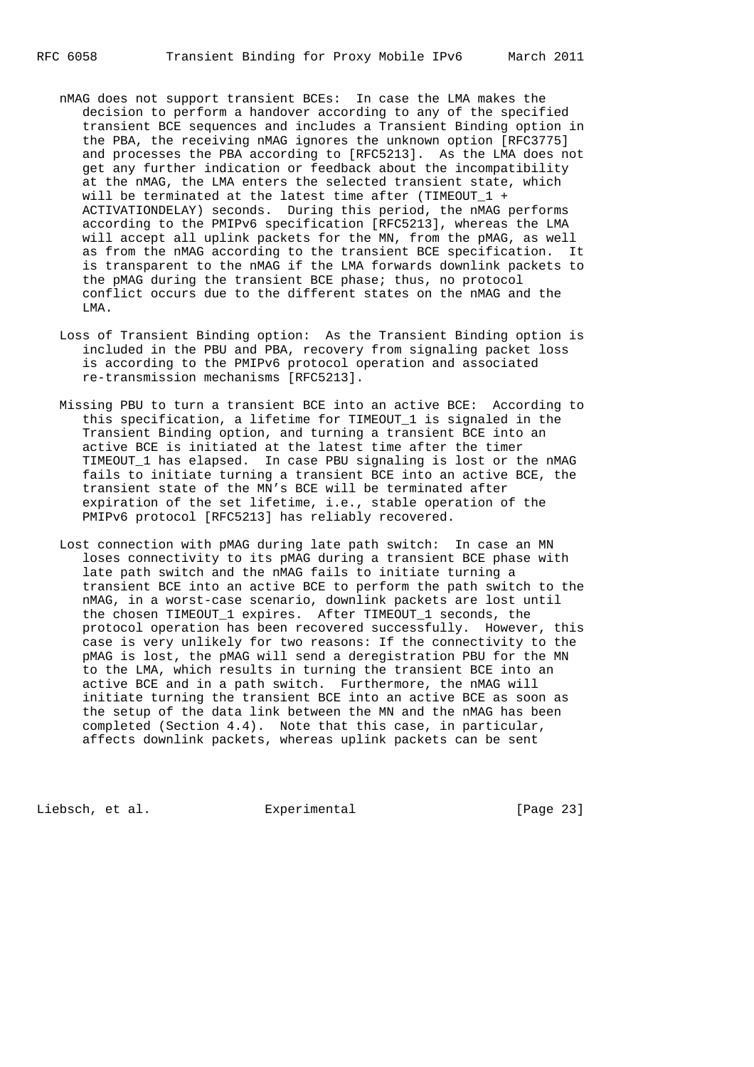nMAG does not support transient BCEs: In case the LMA makes the decision to perform a handover according to any of the specified transient BCE sequences and includes a Transient Binding option in the PBA, the receiving nMAG ignores the unknown option [RFC3775] and processes the PBA according to [RFC5213]. As the LMA does not get any further indication or feedback about the incompatibility at the nMAG, the LMA enters the selected transient state, which will be terminated at the latest time after (TIMEOUT_1 + ACTIVATIONDELAY) seconds. During this period, the nMAG performs according to the PMIPv6 specification [RFC5213], whereas the LMA will accept all uplink packets for the MN, from the pMAG, as well as from the nMAG according to the transient BCE specification. It is transparent to the nMAG if the LMA forwards downlink packets to the pMAG during the transient BCE phase; thus, no protocol conflict occurs due to the different states on the nMAG and the LMA.

Loss of Transient Binding option: As the Transient Binding option is included in the PBU and PBA, recovery from signaling packet loss is according to the PMIPv6 protocol operation and associated re-transmission mechanisms [RFC5213].

Missing PBU to turn a transient BCE into an active BCE: According to this specification, a lifetime for TIMEOUT_1 is signaled in the Transient Binding option, and turning a transient BCE into an active BCE is initiated at the latest time after the timer TIMEOUT_1 has elapsed. In case PBU signaling is lost or the nMAG fails to initiate turning a transient BCE into an active BCE, the transient state of the MN's BCE will be terminated after expiration of the set lifetime, i.e., stable operation of the PMIPv6 protocol [RFC5213] has reliably recovered.

Lost connection with pMAG during late path switch: In case an MN loses connectivity to its pMAG during a transient BCE phase with late path switch and the nMAG fails to initiate turning a transient BCE into an active BCE to perform the path switch to the nMAG, in a worst-case scenario, downlink packets are lost until the chosen TIMEOUT_1 expires. After TIMEOUT_1 seconds, the protocol operation has been recovered successfully. However, this case is very unlikely for two reasons: If the connectivity to the pMAG is lost, the pMAG will send a deregistration PBU for the MN to the LMA, which results in turning the transient BCE into an active BCE and in a path switch. Furthermore, the nMAG will initiate turning the transient BCE into an active BCE as soon as the setup of the data link between the MN and the nMAG has been completed (Section 4.4). Note that this case, in particular, affects downlink packets, whereas uplink packets can be sent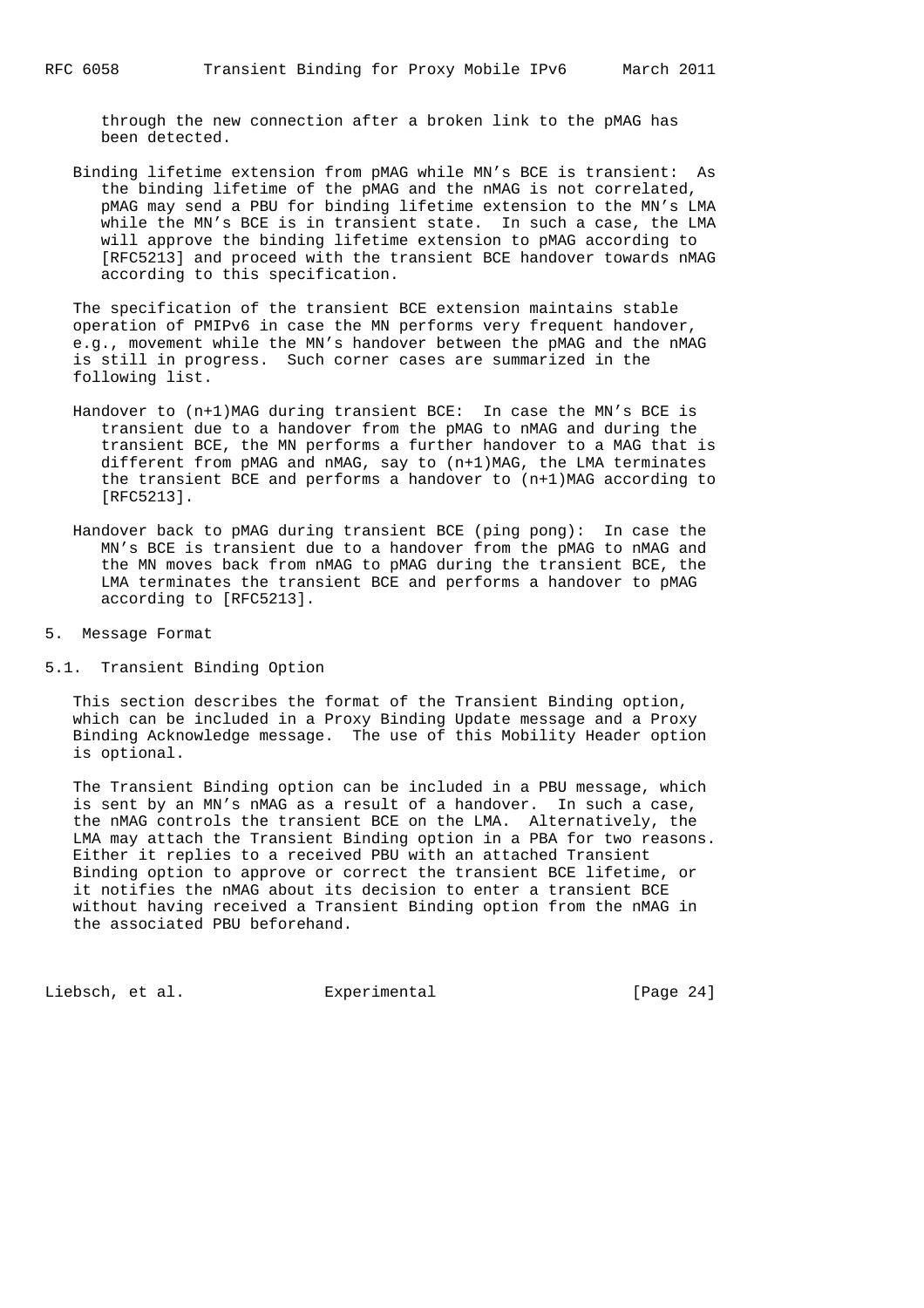through the new connection after a broken link to the pMAG has been detected.

Binding lifetime extension from pMAG while MN's BCE is transient: As the binding lifetime of the pMAG and the nMAG is not correlated, pMAG may send a PBU for binding lifetime extension to the MN's LMA while the MN's BCE is in transient state. In such a case, the LMA will approve the binding lifetime extension to pMAG according to [RFC5213] and proceed with the transient BCE handover towards nMAG according to this specification.

The specification of the transient BCE extension maintains stable operation of PMIPv6 in case the MN performs very frequent handover, e.g., movement while the MN's handover between the pMAG and the nMAG is still in progress. Such corner cases are summarized in the following list.

Handover to (n+1)MAG during transient BCE: In case the MN's BCE is transient due to a handover from the pMAG to nMAG and during the transient BCE, the MN performs a further handover to a MAG that is different from pMAG and nMAG, say to (n+1)MAG, the LMA terminates the transient BCE and performs a handover to (n+1)MAG according to [RFC5213].

Handover back to pMAG during transient BCE (ping pong): In case the MN's BCE is transient due to a handover from the pMAG to nMAG and the MN moves back from nMAG to pMAG during the transient BCE, the LMA terminates the transient BCE and performs a handover to pMAG according to [RFC5213].

## 5. Message Format

### 5.1. Transient Binding Option

This section describes the format of the Transient Binding option, which can be included in a Proxy Binding Update message and a Proxy Binding Acknowledge message. The use of this Mobility Header option is optional.

The Transient Binding option can be included in a PBU message, which is sent by an MN's nMAG as a result of a handover. In such a case, the nMAG controls the transient BCE on the LMA. Alternatively, the LMA may attach the Transient Binding option in a PBA for two reasons. Either it replies to a received PBU with an attached Transient Binding option to approve or correct the transient BCE lifetime, or it notifies the nMAG about its decision to enter a transient BCE without having received a Transient Binding option from the nMAG in the associated PBU beforehand.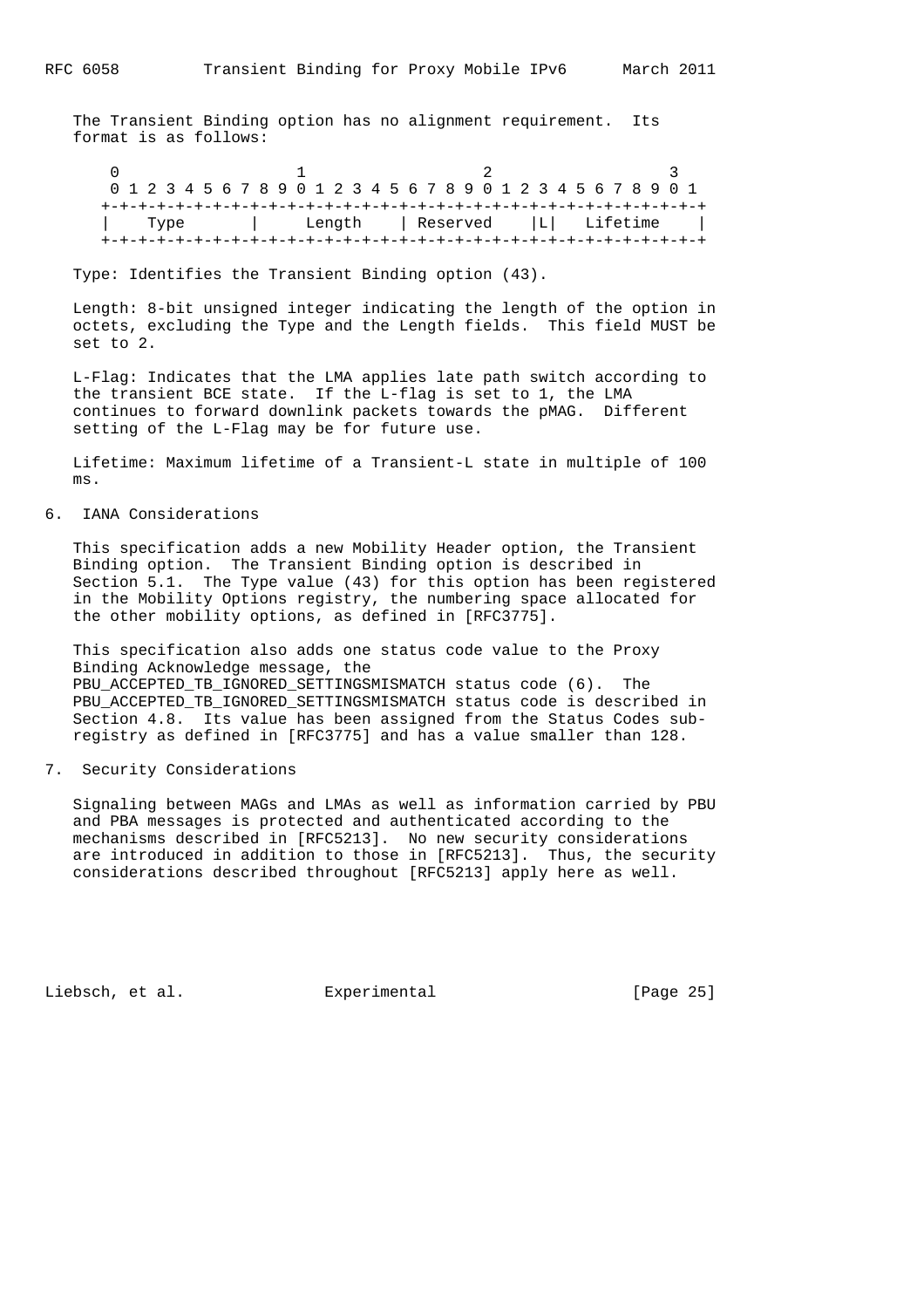The Transient Binding option has no alignment requirement. Its format is as follows:

```
 0                   1                   2                   3
 0 1 2 3 4 5 6 7 8 9 0 1 2 3 4 5 6 7 8 9 0 1 2 3 4 5 6 7 8 9 0 1
+-+-+-+-+-+-+-+-+-+-+-+-+-+-+-+-+-+-+-+-+-+-+-+-+-+-+-+-+-+-+-+-+
|    Type       |     Length    | Reserved    |L|   Lifetime    |
+-+-+-+-+-+-+-+-+-+-+-+-+-+-+-+-+-+-+-+-+-+-+-+-+-+-+-+-+-+-+-+-+
```

Type: Identifies the Transient Binding option (43).

Length: 8-bit unsigned integer indicating the length of the option in octets, excluding the Type and the Length fields. This field MUST be set to 2.

L-Flag: Indicates that the LMA applies late path switch according to the transient BCE state. If the L-flag is set to 1, the LMA continues to forward downlink packets towards the pMAG. Different setting of the L-Flag may be for future use.

Lifetime: Maximum lifetime of a Transient-L state in multiple of 100 ms.

## 6. IANA Considerations

This specification adds a new Mobility Header option, the Transient Binding option. The Transient Binding option is described in Section 5.1. The Type value (43) for this option has been registered in the Mobility Options registry, the numbering space allocated for the other mobility options, as defined in [RFC3775].

This specification also adds one status code value to the Proxy Binding Acknowledge message, the PBU_ACCEPTED_TB_IGNORED_SETTINGSMISMATCH status code (6). The PBU_ACCEPTED_TB_IGNORED_SETTINGSMISMATCH status code is described in Section 4.8. Its value has been assigned from the Status Codes sub-registry as defined in [RFC3775] and has a value smaller than 128.

## 7. Security Considerations

Signaling between MAGs and LMAs as well as information carried by PBU and PBA messages is protected and authenticated according to the mechanisms described in [RFC5213]. No new security considerations are introduced in addition to those in [RFC5213]. Thus, the security considerations described throughout [RFC5213] apply here as well.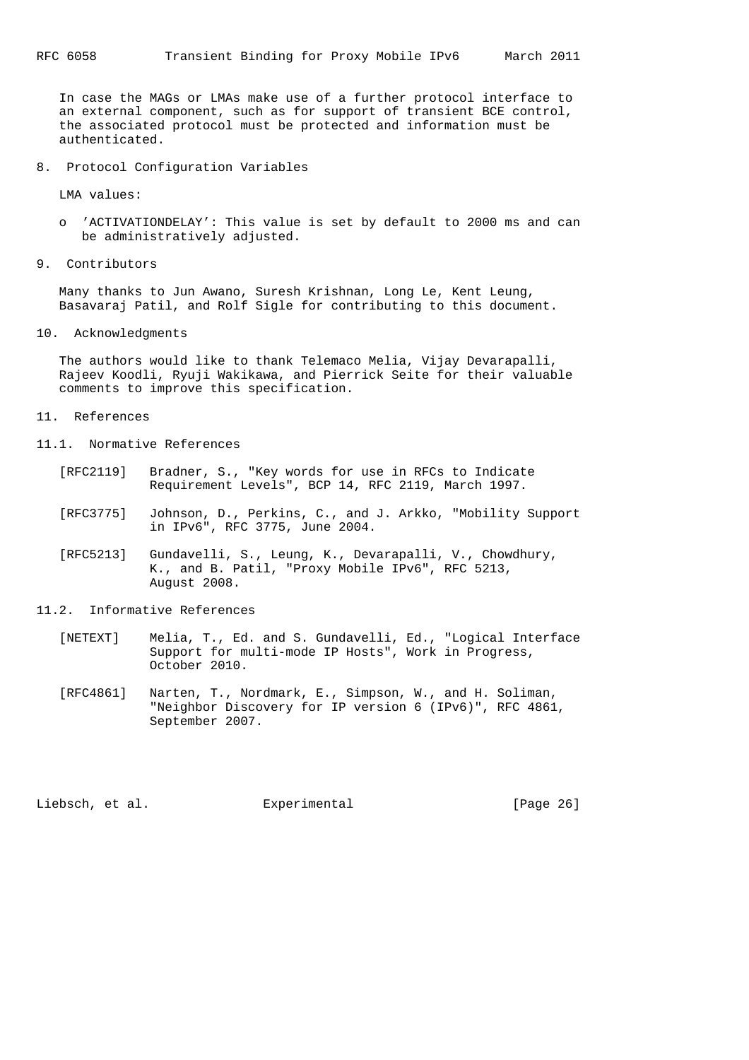In case the MAGs or LMAs make use of a further protocol interface to an external component, such as for support of transient BCE control, the associated protocol must be protected and information must be authenticated.

## 8. Protocol Configuration Variables

LMA values:

- 'ACTIVATIONDELAY': This value is set by default to 2000 ms and can be administratively adjusted.

## 9. Contributors

Many thanks to Jun Awano, Suresh Krishnan, Long Le, Kent Leung, Basavaraj Patil, and Rolf Sigle for contributing to this document.

## 10. Acknowledgments

The authors would like to thank Telemaco Melia, Vijay Devarapalli, Rajeev Koodli, Ryuji Wakikawa, and Pierrick Seite for their valuable comments to improve this specification.

## 11. References

### 11.1. Normative References

[RFC2119] Bradner, S., "Key words for use in RFCs to Indicate Requirement Levels", BCP 14, RFC 2119, March 1997.

[RFC3775] Johnson, D., Perkins, C., and J. Arkko, "Mobility Support in IPv6", RFC 3775, June 2004.

[RFC5213] Gundavelli, S., Leung, K., Devarapalli, V., Chowdhury, K., and B. Patil, "Proxy Mobile IPv6", RFC 5213, August 2008.

### 11.2. Informative References

[NETEXT] Melia, T., Ed. and S. Gundavelli, Ed., "Logical Interface Support for multi-mode IP Hosts", Work in Progress, October 2010.

[RFC4861] Narten, T., Nordmark, E., Simpson, W., and H. Soliman, "Neighbor Discovery for IP version 6 (IPv6)", RFC 4861, September 2007.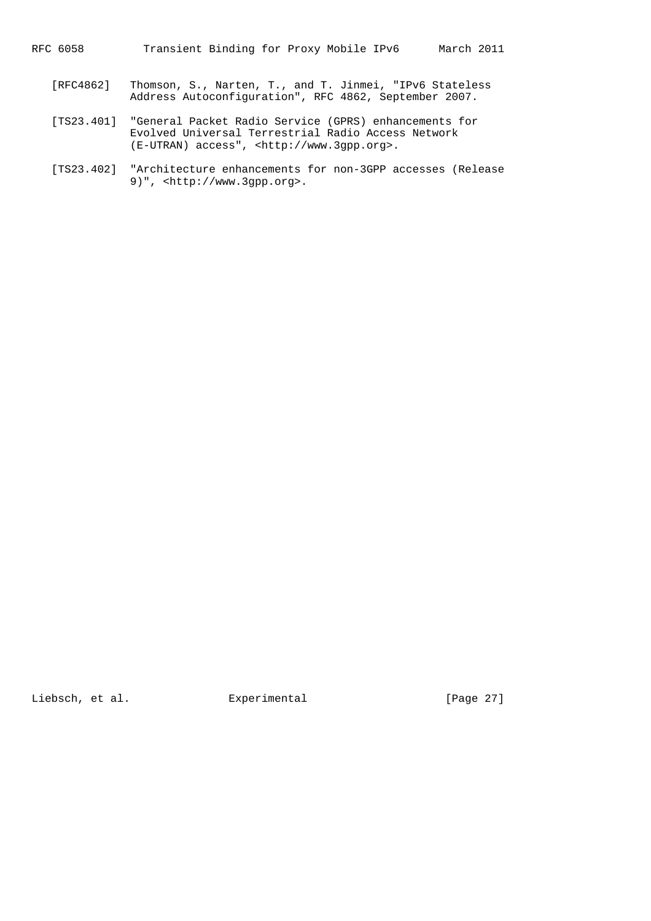[RFC4862] Thomson, S., Narten, T., and T. Jinmei, "IPv6 Stateless Address Autoconfiguration", RFC 4862, September 2007.

[TS23.401] "General Packet Radio Service (GPRS) enhancements for Evolved Universal Terrestrial Radio Access Network (E-UTRAN) access", <http://www.3gpp.org>.

[TS23.402] "Architecture enhancements for non-3GPP accesses (Release 9)", <http://www.3gpp.org>.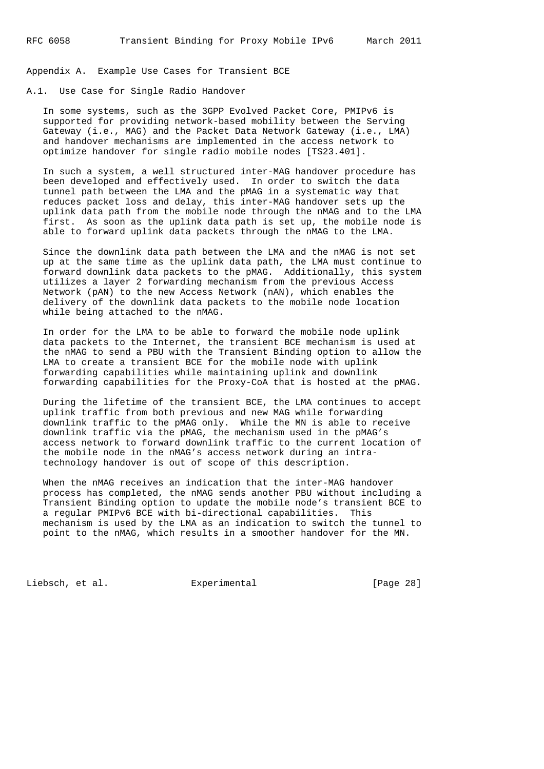# Appendix A. Example Use Cases for Transient BCE

## A.1. Use Case for Single Radio Handover

In some systems, such as the 3GPP Evolved Packet Core, PMIPv6 is supported for providing network-based mobility between the Serving Gateway (i.e., MAG) and the Packet Data Network Gateway (i.e., LMA) and handover mechanisms are implemented in the access network to optimize handover for single radio mobile nodes [TS23.401].

In such a system, a well structured inter-MAG handover procedure has been developed and effectively used. In order to switch the data tunnel path between the LMA and the pMAG in a systematic way that reduces packet loss and delay, this inter-MAG handover sets up the uplink data path from the mobile node through the nMAG and to the LMA first. As soon as the uplink data path is set up, the mobile node is able to forward uplink data packets through the nMAG to the LMA.

Since the downlink data path between the LMA and the nMAG is not set up at the same time as the uplink data path, the LMA must continue to forward downlink data packets to the pMAG. Additionally, this system utilizes a layer 2 forwarding mechanism from the previous Access Network (pAN) to the new Access Network (nAN), which enables the delivery of the downlink data packets to the mobile node location while being attached to the nMAG.

In order for the LMA to be able to forward the mobile node uplink data packets to the Internet, the transient BCE mechanism is used at the nMAG to send a PBU with the Transient Binding option to allow the LMA to create a transient BCE for the mobile node with uplink forwarding capabilities while maintaining uplink and downlink forwarding capabilities for the Proxy-CoA that is hosted at the pMAG.

During the lifetime of the transient BCE, the LMA continues to accept uplink traffic from both previous and new MAG while forwarding downlink traffic to the pMAG only. While the MN is able to receive downlink traffic via the pMAG, the mechanism used in the pMAG's access network to forward downlink traffic to the current location of the mobile node in the nMAG's access network during an intra-technology handover is out of scope of this description.

When the nMAG receives an indication that the inter-MAG handover process has completed, the nMAG sends another PBU without including a Transient Binding option to update the mobile node's transient BCE to a regular PMIPv6 BCE with bi-directional capabilities. This mechanism is used by the LMA as an indication to switch the tunnel to point to the nMAG, which results in a smoother handover for the MN.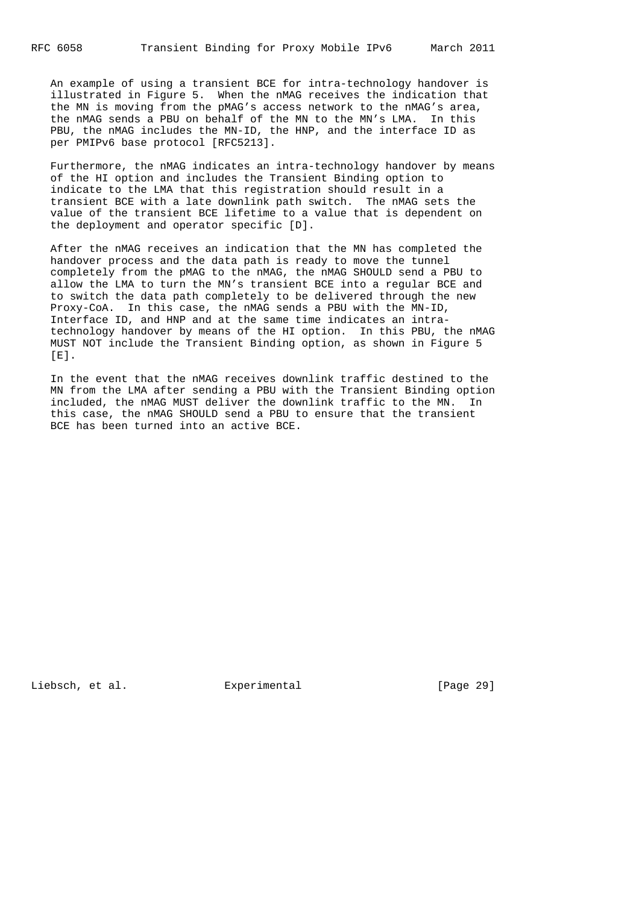An example of using a transient BCE for intra-technology handover is illustrated in Figure 5. When the nMAG receives the indication that the MN is moving from the pMAG's access network to the nMAG's area, the nMAG sends a PBU on behalf of the MN to the MN's LMA. In this PBU, the nMAG includes the MN-ID, the HNP, and the interface ID as per PMIPv6 base protocol [RFC5213].

Furthermore, the nMAG indicates an intra-technology handover by means of the HI option and includes the Transient Binding option to indicate to the LMA that this registration should result in a transient BCE with a late downlink path switch. The nMAG sets the value of the transient BCE lifetime to a value that is dependent on the deployment and operator specific [D].

After the nMAG receives an indication that the MN has completed the handover process and the data path is ready to move the tunnel completely from the pMAG to the nMAG, the nMAG SHOULD send a PBU to allow the LMA to turn the MN's transient BCE into a regular BCE and to switch the data path completely to be delivered through the new Proxy-CoA. In this case, the nMAG sends a PBU with the MN-ID, Interface ID, and HNP and at the same time indicates an intra-technology handover by means of the HI option. In this PBU, the nMAG MUST NOT include the Transient Binding option, as shown in Figure 5 [E].

In the event that the nMAG receives downlink traffic destined to the MN from the LMA after sending a PBU with the Transient Binding option included, the nMAG MUST deliver the downlink traffic to the MN. In this case, the nMAG SHOULD send a PBU to ensure that the transient BCE has been turned into an active BCE.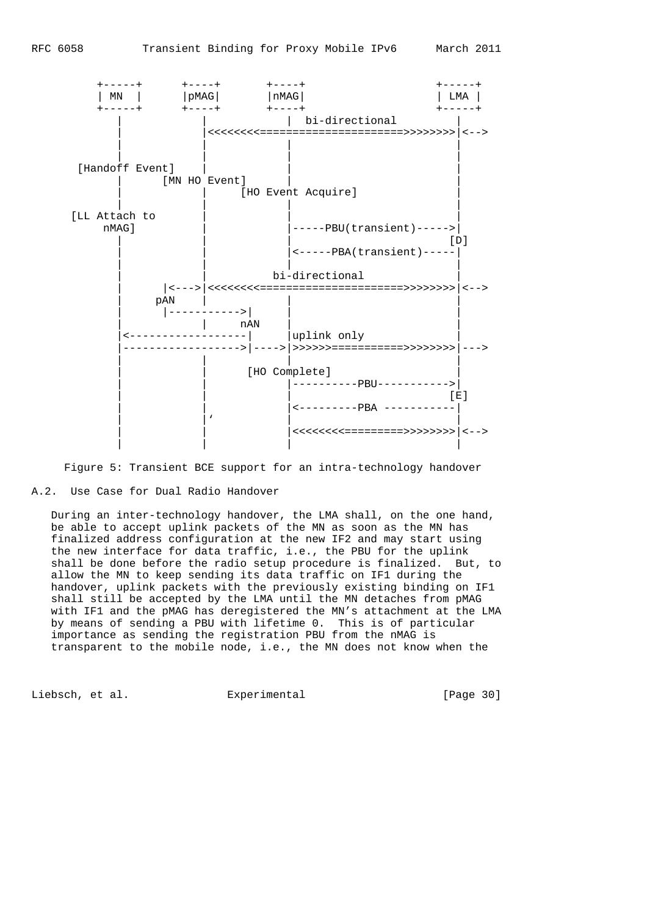```
     +-----+      +----+       +----+                  +-----+
     | MN  |      |pMAG|       |nMAG|                  | LMA |
     +-----+      +----+       +----+                  +-----+
        |            |            |  bi-directional        |
        |            |<<<<<<<<=====================>>>>>>>>|<-->
        |            |            |                        |
        |            |            |                        |
  [Handoff Event]    |            |                        |
        |      [MN HO Event]      |                        |
        |            |     [HO Event Acquire]              |
        |            |            |                        |
 [LL Attach to       |            |                        |
      nMAG]          |            |-----PBU(transient)---->|
        |            |            |                       [D]
        |            |            |<-----PBA(transient)----|
        |            |            |                        |
        |            |          bi-directional             |
        |      |<--->|<<<<<<<<=====================>>>>>>>>|<-->
        |     pAN    |            |                        |
        |      |----------->|     |                        |
        |            |     nAN    |                        |
        |<-----------------|      |uplink only             |
        |----------------->|---->|>>>>>>==========>>>>>>>>|--->
        |            |            |                        |
        |            |      [HO Complete]                  |
        |            |            |----------PBU---------->|
        |            |            |                       [E]
        |            |            |<---------PBA ----------|
        |            |'           |                        |
        |            |            |<<<<<<<<========>>>>>>>>|<-->
        |            |            |                        |
```

Figure 5: Transient BCE support for an intra-technology handover

### A.2. Use Case for Dual Radio Handover

During an inter-technology handover, the LMA shall, on the one hand, be able to accept uplink packets of the MN as soon as the MN has finalized address configuration at the new IF2 and may start using the new interface for data traffic, i.e., the PBU for the uplink shall be done before the radio setup procedure is finalized. But, to allow the MN to keep sending its data traffic on IF1 during the handover, uplink packets with the previously existing binding on IF1 shall still be accepted by the LMA until the MN detaches from pMAG with IF1 and the pMAG has deregistered the MN's attachment at the LMA by means of sending a PBU with lifetime 0. This is of particular importance as sending the registration PBU from the nMAG is transparent to the mobile node, i.e., the MN does not know when the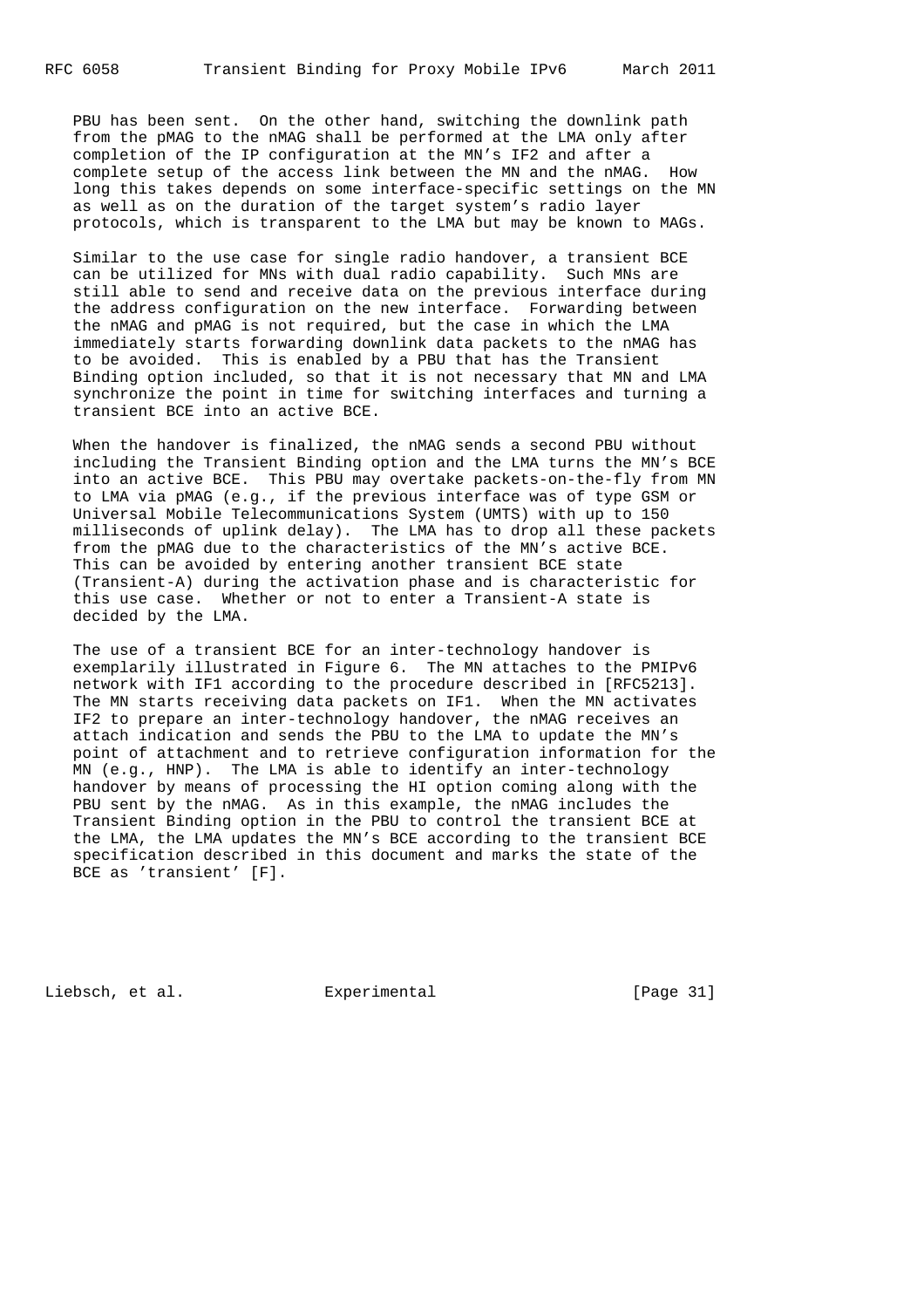PBU has been sent. On the other hand, switching the downlink path from the pMAG to the nMAG shall be performed at the LMA only after completion of the IP configuration at the MN's IF2 and after a complete setup of the access link between the MN and the nMAG. How long this takes depends on some interface-specific settings on the MN as well as on the duration of the target system's radio layer protocols, which is transparent to the LMA but may be known to MAGs.

Similar to the use case for single radio handover, a transient BCE can be utilized for MNs with dual radio capability. Such MNs are still able to send and receive data on the previous interface during the address configuration on the new interface. Forwarding between the nMAG and pMAG is not required, but the case in which the LMA immediately starts forwarding downlink data packets to the nMAG has to be avoided. This is enabled by a PBU that has the Transient Binding option included, so that it is not necessary that MN and LMA synchronize the point in time for switching interfaces and turning a transient BCE into an active BCE.

When the handover is finalized, the nMAG sends a second PBU without including the Transient Binding option and the LMA turns the MN's BCE into an active BCE. This PBU may overtake packets-on-the-fly from MN to LMA via pMAG (e.g., if the previous interface was of type GSM or Universal Mobile Telecommunications System (UMTS) with up to 150 milliseconds of uplink delay). The LMA has to drop all these packets from the pMAG due to the characteristics of the MN's active BCE. This can be avoided by entering another transient BCE state (Transient-A) during the activation phase and is characteristic for this use case. Whether or not to enter a Transient-A state is decided by the LMA.

The use of a transient BCE for an inter-technology handover is exemplarily illustrated in Figure 6. The MN attaches to the PMIPv6 network with IF1 according to the procedure described in [RFC5213]. The MN starts receiving data packets on IF1. When the MN activates IF2 to prepare an inter-technology handover, the nMAG receives an attach indication and sends the PBU to the LMA to update the MN's point of attachment and to retrieve configuration information for the MN (e.g., HNP). The LMA is able to identify an inter-technology handover by means of processing the HI option coming along with the PBU sent by the nMAG. As in this example, the nMAG includes the Transient Binding option in the PBU to control the transient BCE at the LMA, the LMA updates the MN's BCE according to the transient BCE specification described in this document and marks the state of the BCE as 'transient' [F].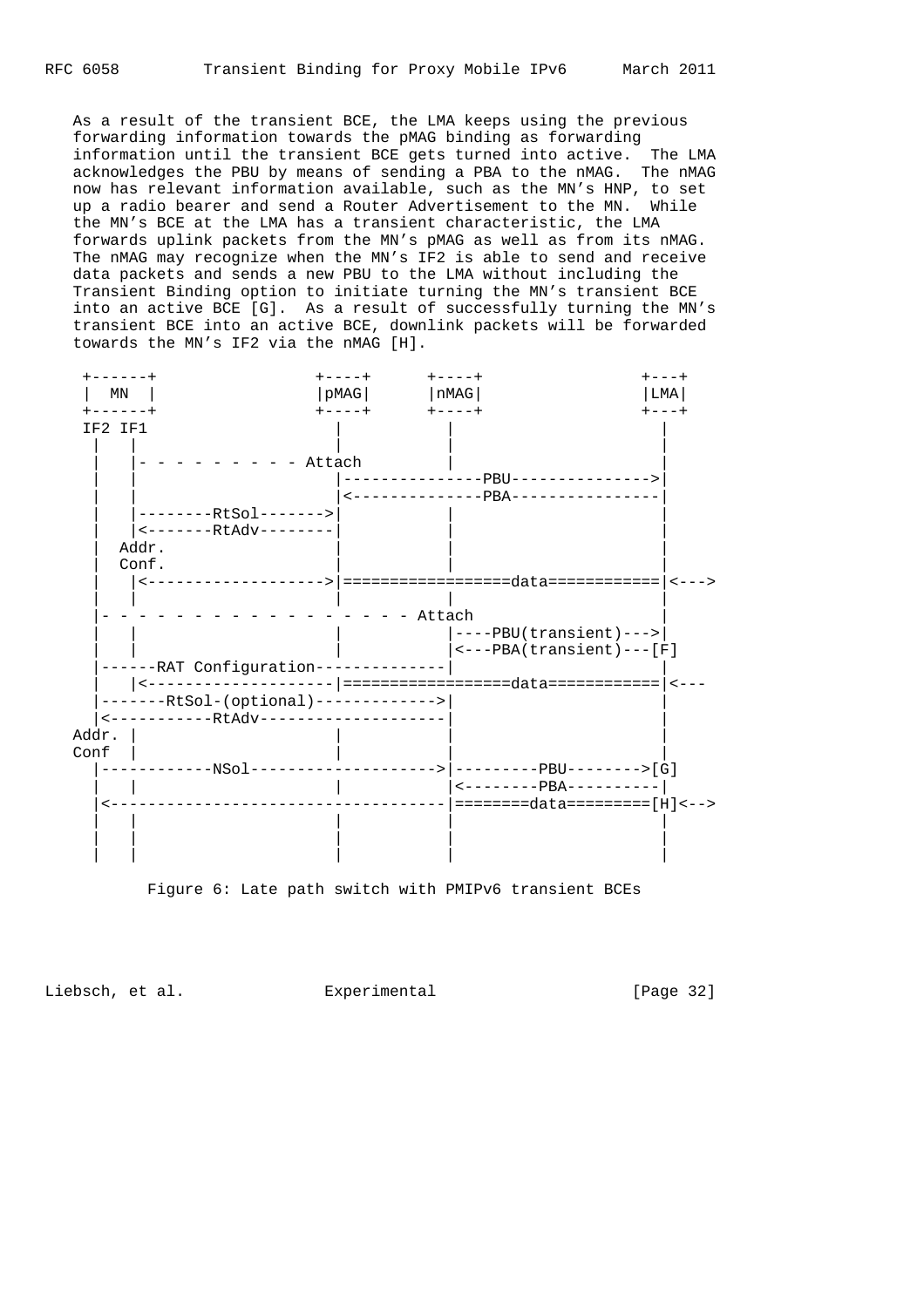As a result of the transient BCE, the LMA keeps using the previous forwarding information towards the pMAG binding as forwarding information until the transient BCE gets turned into active. The LMA acknowledges the PBU by means of sending a PBA to the nMAG. The nMAG now has relevant information available, such as the MN's HNP, to set up a radio bearer and send a Router Advertisement to the MN. While the MN's BCE at the LMA has a transient characteristic, the LMA forwards uplink packets from the MN's pMAG as well as from its nMAG. The nMAG may recognize when the MN's IF2 is able to send and receive data packets and sends a new PBU to the LMA without including the Transient Binding option to initiate turning the MN's transient BCE into an active BCE [G]. As a result of successfully turning the MN's transient BCE into an active BCE, downlink packets will be forwarded towards the MN's IF2 via the nMAG [H].

```
 +------+                 +----+      +----+                 +---+
 |  MN  |                 |pMAG|      |nMAG|                 |LMA|
 +------+                 +----+      +----+                 +---+
 IF2 IF1                    |           |                      |
  |   |                     |           |                      |
  |   |- - - - - - - - - - Attach       |                      |
  |   |                     |---------------PBU--------------->|
  |   |                     |<--------------PBA----------------|
  |   |--------RtSol------->|           |                      |
  |   |<-------RtAdv--------|           |                      |
  |   Addr.                 |           |                      |
  |   Conf.                 |           |                      |
  |   |<------------------->|=================data============|<--->
  |   |                     |           |                      |
  |- - - - - - - - - - - - - - - - - - Attach                  |
  |   |                     |           |----PBU(transient)--->|
  |   |                     |           |<---PBA(transient)---[F]
  |------RAT Configuration--------------|                      |
  |   |<--------------------|=================data============|<---
  |-------RtSol-(optional)------------->|                      |
  |<-----------RtAdv--------------------|                      |
Addr. |                     |           |                      |
Conf  |                     |           |                      |
  |------------NSol-------------------->|---------PBU-------->[G]
  |   |                     |           |<--------PBA----------|
  |<------------------------------------|========data=========[H]<-->
  |   |                     |           |                      |
  |   |                     |           |                      |
  |   |                     |           |                      |
```

Figure 6: Late path switch with PMIPv6 transient BCEs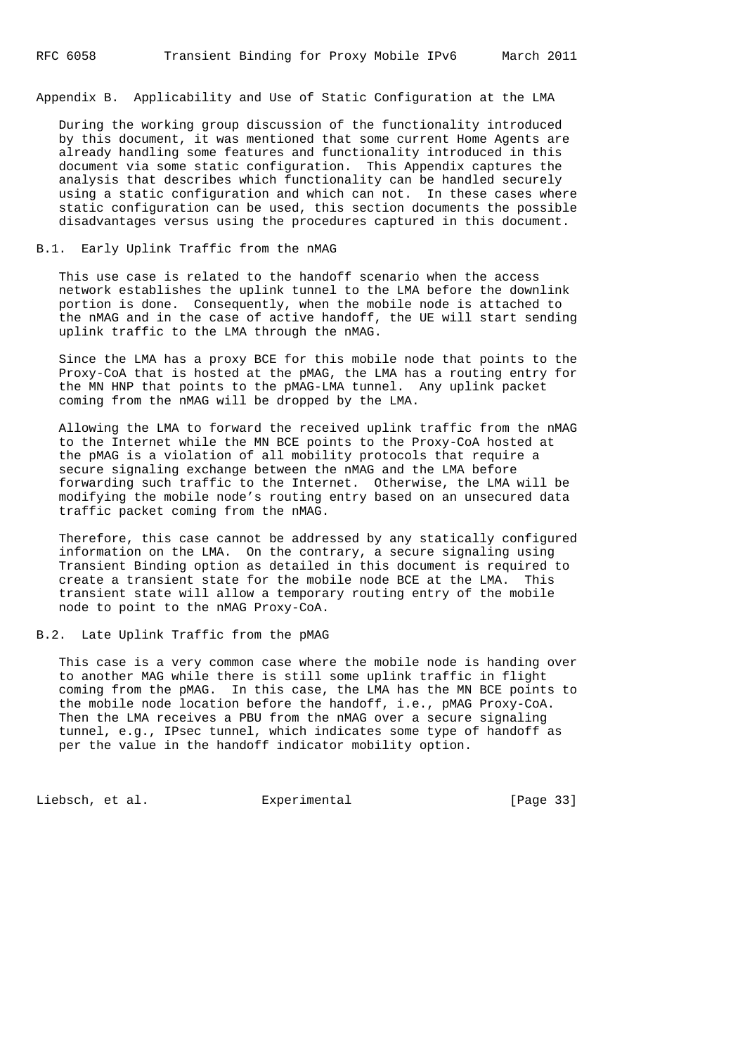## Appendix B. Applicability and Use of Static Configuration at the LMA

During the working group discussion of the functionality introduced by this document, it was mentioned that some current Home Agents are already handling some features and functionality introduced in this document via some static configuration. This Appendix captures the analysis that describes which functionality can be handled securely using a static configuration and which can not. In these cases where static configuration can be used, this section documents the possible disadvantages versus using the procedures captured in this document.

### B.1. Early Uplink Traffic from the nMAG

This use case is related to the handoff scenario when the access network establishes the uplink tunnel to the LMA before the downlink portion is done. Consequently, when the mobile node is attached to the nMAG and in the case of active handoff, the UE will start sending uplink traffic to the LMA through the nMAG.

Since the LMA has a proxy BCE for this mobile node that points to the Proxy-CoA that is hosted at the pMAG, the LMA has a routing entry for the MN HNP that points to the pMAG-LMA tunnel. Any uplink packet coming from the nMAG will be dropped by the LMA.

Allowing the LMA to forward the received uplink traffic from the nMAG to the Internet while the MN BCE points to the Proxy-CoA hosted at the pMAG is a violation of all mobility protocols that require a secure signaling exchange between the nMAG and the LMA before forwarding such traffic to the Internet. Otherwise, the LMA will be modifying the mobile node's routing entry based on an unsecured data traffic packet coming from the nMAG.

Therefore, this case cannot be addressed by any statically configured information on the LMA. On the contrary, a secure signaling using Transient Binding option as detailed in this document is required to create a transient state for the mobile node BCE at the LMA. This transient state will allow a temporary routing entry of the mobile node to point to the nMAG Proxy-CoA.

### B.2. Late Uplink Traffic from the pMAG

This case is a very common case where the mobile node is handing over to another MAG while there is still some uplink traffic in flight coming from the pMAG. In this case, the LMA has the MN BCE points to the mobile node location before the handoff, i.e., pMAG Proxy-CoA. Then the LMA receives a PBU from the nMAG over a secure signaling tunnel, e.g., IPsec tunnel, which indicates some type of handoff as per the value in the handoff indicator mobility option.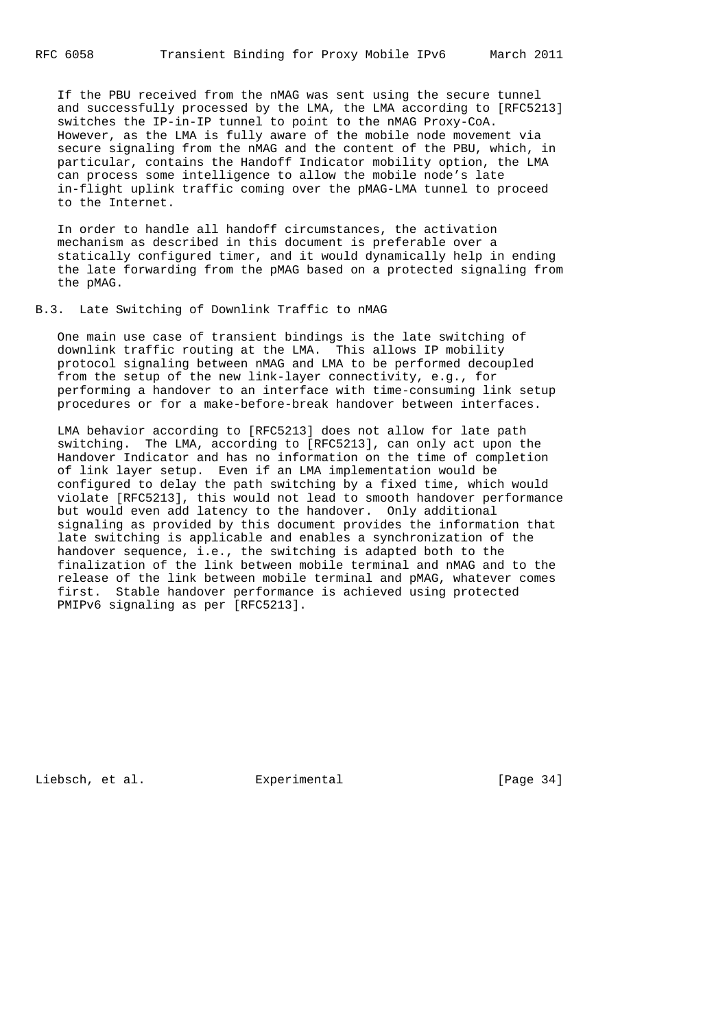If the PBU received from the nMAG was sent using the secure tunnel and successfully processed by the LMA, the LMA according to [RFC5213] switches the IP-in-IP tunnel to point to the nMAG Proxy-CoA. However, as the LMA is fully aware of the mobile node movement via secure signaling from the nMAG and the content of the PBU, which, in particular, contains the Handoff Indicator mobility option, the LMA can process some intelligence to allow the mobile node's late in-flight uplink traffic coming over the pMAG-LMA tunnel to proceed to the Internet.

In order to handle all handoff circumstances, the activation mechanism as described in this document is preferable over a statically configured timer, and it would dynamically help in ending the late forwarding from the pMAG based on a protected signaling from the pMAG.

### B.3. Late Switching of Downlink Traffic to nMAG

One main use case of transient bindings is the late switching of downlink traffic routing at the LMA. This allows IP mobility protocol signaling between nMAG and LMA to be performed decoupled from the setup of the new link-layer connectivity, e.g., for performing a handover to an interface with time-consuming link setup procedures or for a make-before-break handover between interfaces.

LMA behavior according to [RFC5213] does not allow for late path switching. The LMA, according to [RFC5213], can only act upon the Handover Indicator and has no information on the time of completion of link layer setup. Even if an LMA implementation would be configured to delay the path switching by a fixed time, which would violate [RFC5213], this would not lead to smooth handover performance but would even add latency to the handover. Only additional signaling as provided by this document provides the information that late switching is applicable and enables a synchronization of the handover sequence, i.e., the switching is adapted both to the finalization of the link between mobile terminal and nMAG and to the release of the link between mobile terminal and pMAG, whatever comes first. Stable handover performance is achieved using protected PMIPv6 signaling as per [RFC5213].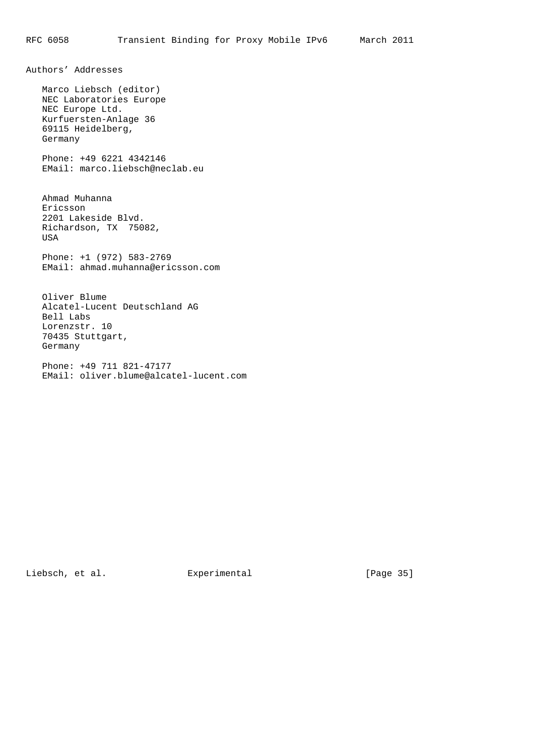## Authors' Addresses

Marco Liebsch (editor)
NEC Laboratories Europe
NEC Europe Ltd.
Kurfuersten-Anlage 36
69115 Heidelberg,
Germany

Phone: +49 6221 4342146
EMail: marco.liebsch@neclab.eu

Ahmad Muhanna
Ericsson
2201 Lakeside Blvd.
Richardson, TX  75082,
USA

Phone: +1 (972) 583-2769
EMail: ahmad.muhanna@ericsson.com

Oliver Blume
Alcatel-Lucent Deutschland AG
Bell Labs
Lorenzstr. 10
70435 Stuttgart,
Germany

Phone: +49 711 821-47177
EMail: oliver.blume@alcatel-lucent.com